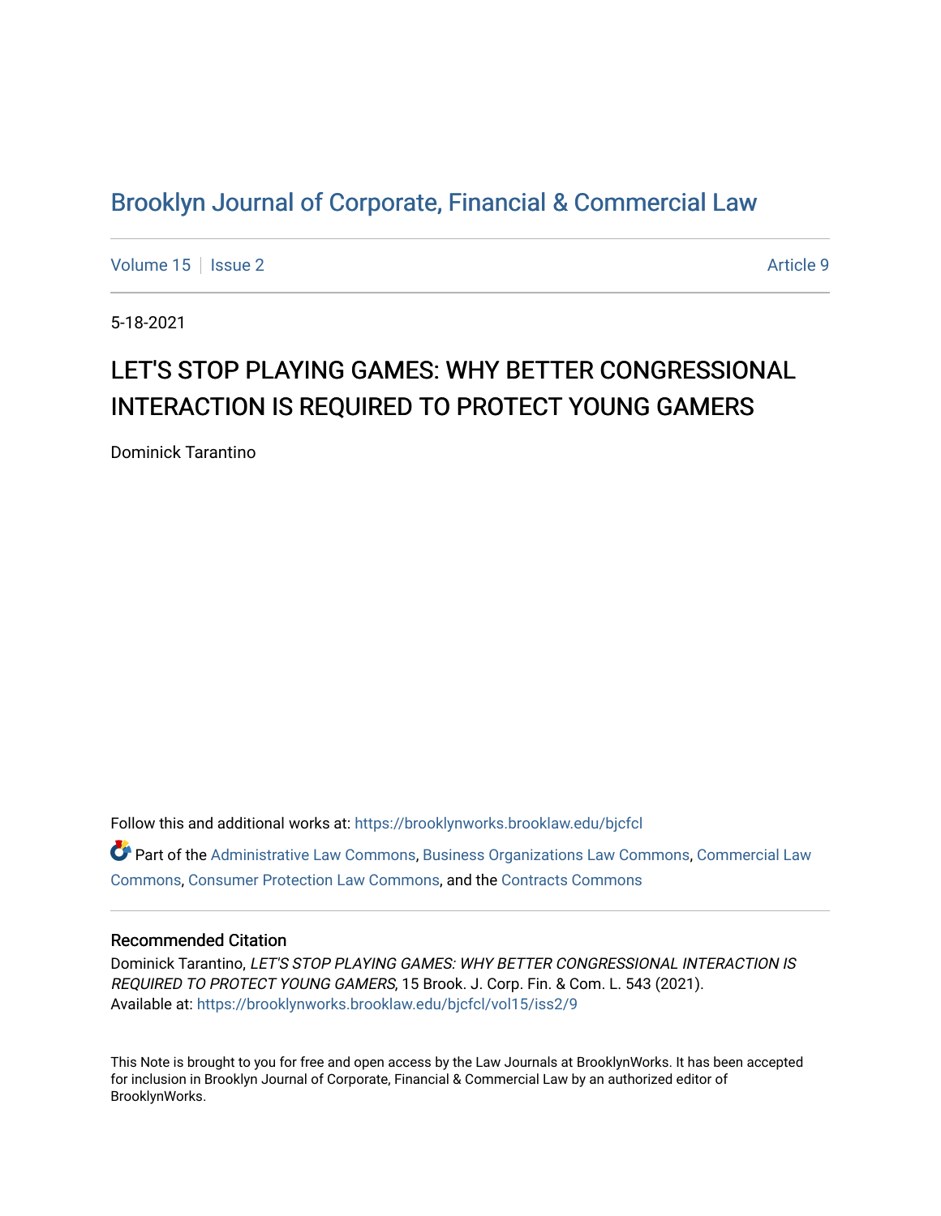# Brooklyn Journal of Corporate, Financial & Commercial Law

Volume 15 | Issue 2 | Article 9

5-18-2021

## LET'S STOP PLAYING GAMES: WHY BETTER CONGRESSIONAL INTERACTION IS REQUIRED TO PROTECT YOUNG GAMERS

Dominick Tarantino

Follow this and additional works at: https://brooklynworks.brooklaw.edu/bjcfcl

Part of the Administrative Law Commons, Business Organizations Law Commons, Commercial Law Commons, Consumer Protection Law Commons, and the Contracts Commons

### Recommended Citation

Dominick Tarantino, *LET'S STOP PLAYING GAMES: WHY BETTER CONGRESSIONAL INTERACTION IS REQUIRED TO PROTECT YOUNG GAMERS*, 15 Brook. J. Corp. Fin. & Com. L. 543 (2021).
Available at: https://brooklynworks.brooklaw.edu/bjcfcl/vol15/iss2/9

This Note is brought to you for free and open access by the Law Journals at BrooklynWorks. It has been accepted for inclusion in Brooklyn Journal of Corporate, Financial & Commercial Law by an authorized editor of BrooklynWorks.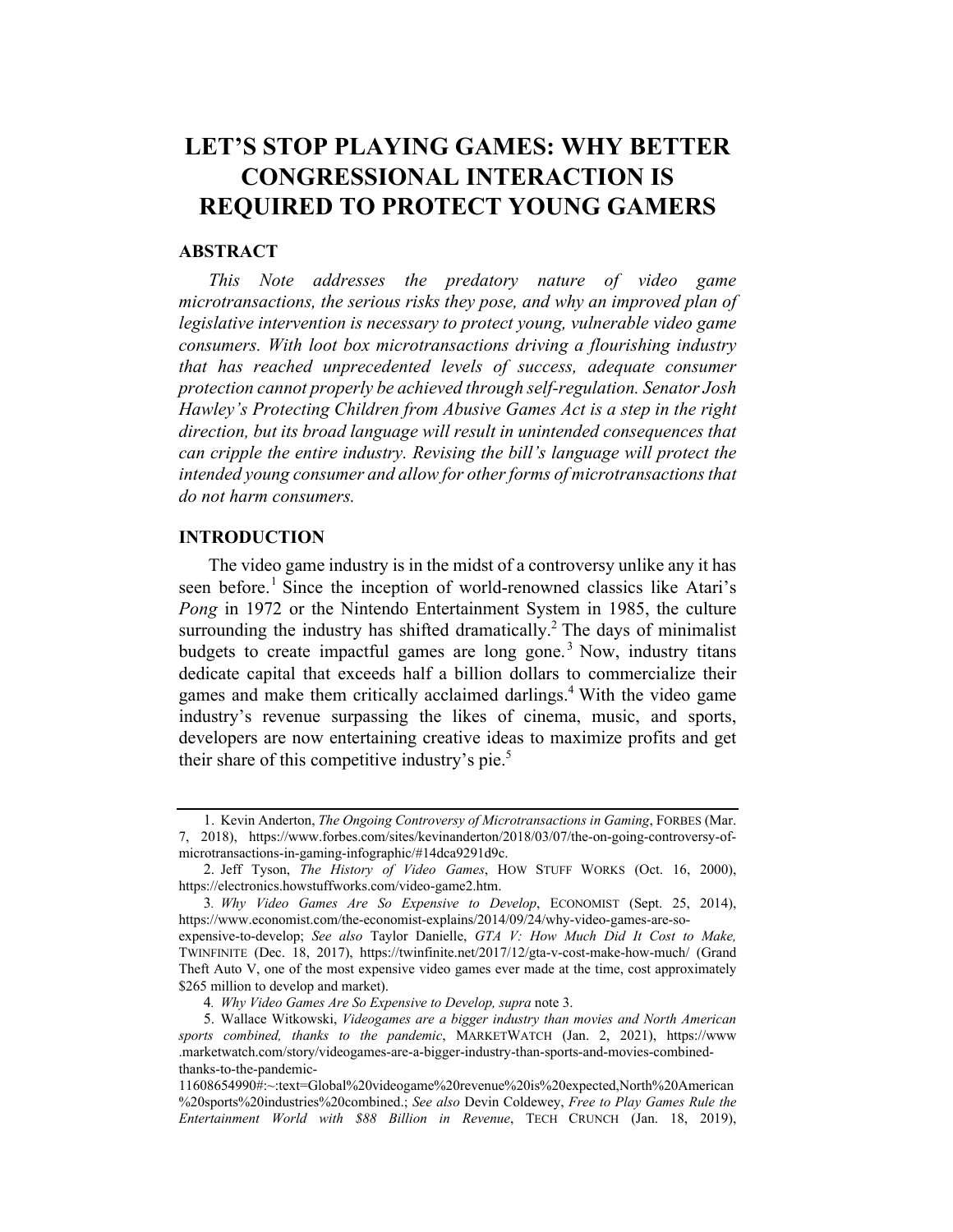# LET'S STOP PLAYING GAMES: WHY BETTER CONGRESSIONAL INTERACTION IS REQUIRED TO PROTECT YOUNG GAMERS

## ABSTRACT

*This Note addresses the predatory nature of video game microtransactions, the serious risks they pose, and why an improved plan of legislative intervention is necessary to protect young, vulnerable video game consumers. With loot box microtransactions driving a flourishing industry that has reached unprecedented levels of success, adequate consumer protection cannot properly be achieved through self-regulation. Senator Josh Hawley's Protecting Children from Abusive Games Act is a step in the right direction, but its broad language will result in unintended consequences that can cripple the entire industry. Revising the bill's language will protect the intended young consumer and allow for other forms of microtransactions that do not harm consumers.*

## INTRODUCTION

The video game industry is in the midst of a controversy unlike any it has seen before.[1] Since the inception of world-renowned classics like Atari's *Pong* in 1972 or the Nintendo Entertainment System in 1985, the culture surrounding the industry has shifted dramatically.[2] The days of minimalist budgets to create impactful games are long gone.[3] Now, industry titans dedicate capital that exceeds half a billion dollars to commercialize their games and make them critically acclaimed darlings.[4] With the video game industry's revenue surpassing the likes of cinema, music, and sports, developers are now entertaining creative ideas to maximize profits and get their share of this competitive industry's pie.[5]

---

1. Kevin Anderton, *The Ongoing Controversy of Microtransactions in Gaming*, FORBES (Mar. 7, 2018), https://www.forbes.com/sites/kevinanderton/2018/03/07/the-on-going-controversy-of-microtransactions-in-gaming-infographic/#14dca9291d9c.

2. Jeff Tyson, *The History of Video Games*, HOW STUFF WORKS (Oct. 16, 2000), https://electronics.howstuffworks.com/video-game2.htm.

3. *Why Video Games Are So Expensive to Develop*, ECONOMIST (Sept. 25, 2014), https://www.economist.com/the-economist-explains/2014/09/24/why-video-games-are-so-expensive-to-develop; *See also* Taylor Danielle, *GTA V: How Much Did It Cost to Make,* TWINFINITE (Dec. 18, 2017), https://twinfinite.net/2017/12/gta-v-cost-make-how-much/ (Grand Theft Auto V, one of the most expensive video games ever made at the time, cost approximately $265 million to develop and market).

4. *Why Video Games Are So Expensive to Develop, supra* note 3.

5. Wallace Witkowski, *Videogames are a bigger industry than movies and North American sports combined, thanks to the pandemic*, MARKETWATCH (Jan. 2, 2021), https://www.marketwatch.com/story/videogames-are-a-bigger-industry-than-sports-and-movies-combined-thanks-to-the-pandemic-11608654990#:~:text=Global%20videogame%20revenue%20is%20expected,North%20American%20sports%20industries%20combined.; *See also* Devin Coldewey, *Free to Play Games Rule the Entertainment World with $88 Billion in Revenue*, TECH CRUNCH (Jan. 18, 2019),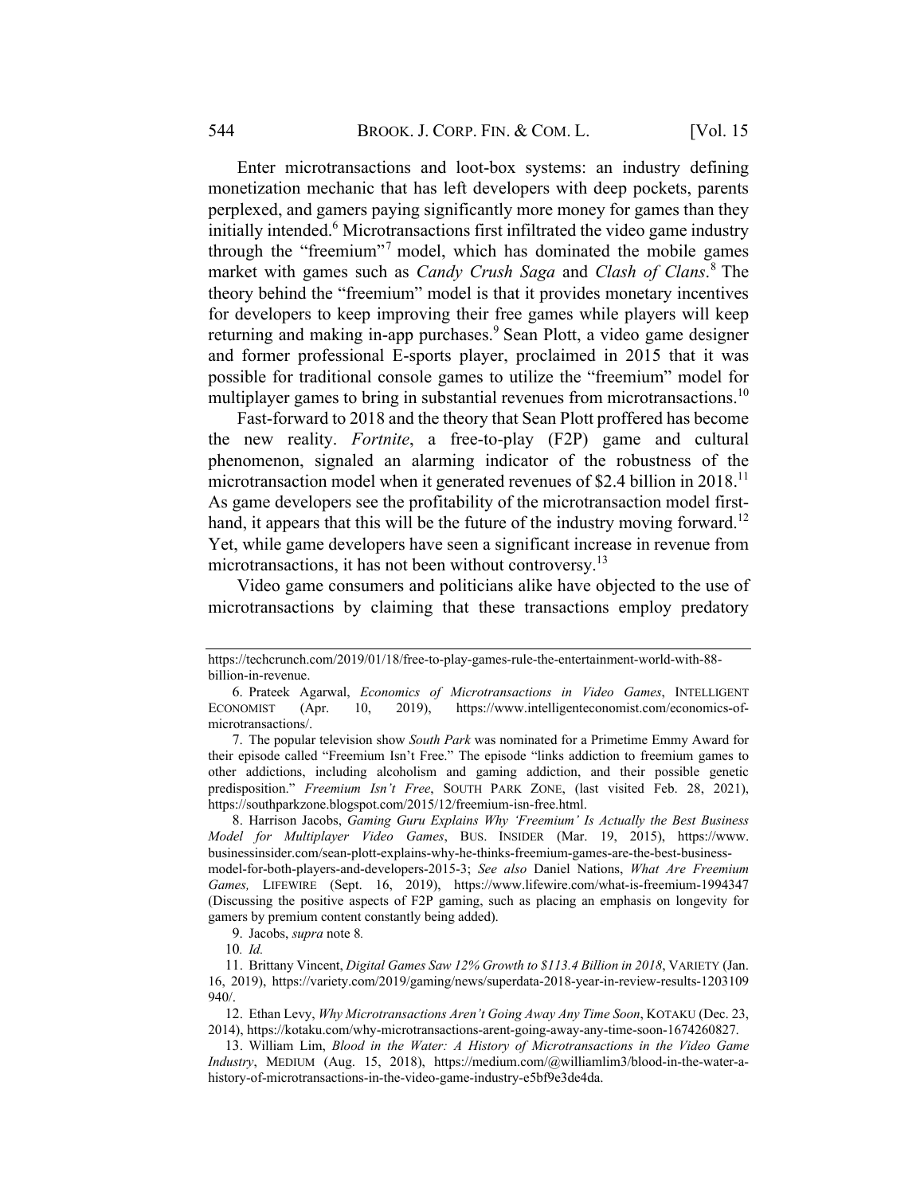Enter microtransactions and loot-box systems: an industry defining monetization mechanic that has left developers with deep pockets, parents perplexed, and gamers paying significantly more money for games than they initially intended.[6] Microtransactions first infiltrated the video game industry through the "freemium"[7] model, which has dominated the mobile games market with games such as *Candy Crush Saga* and *Clash of Clans*.[8] The theory behind the "freemium" model is that it provides monetary incentives for developers to keep improving their free games while players will keep returning and making in-app purchases.[9] Sean Plott, a video game designer and former professional E-sports player, proclaimed in 2015 that it was possible for traditional console games to utilize the "freemium" model for multiplayer games to bring in substantial revenues from microtransactions.[10]

Fast-forward to 2018 and the theory that Sean Plott proffered has become the new reality. *Fortnite*, a free-to-play (F2P) game and cultural phenomenon, signaled an alarming indicator of the robustness of the microtransaction model when it generated revenues of $2.4 billion in 2018.[11] As game developers see the profitability of the microtransaction model first-hand, it appears that this will be the future of the industry moving forward.[12] Yet, while game developers have seen a significant increase in revenue from microtransactions, it has not been without controversy.[13]

Video game consumers and politicians alike have objected to the use of microtransactions by claiming that these transactions employ predatory

---

https://techcrunch.com/2019/01/18/free-to-play-games-rule-the-entertainment-world-with-88-billion-in-revenue.

6. Prateek Agarwal, *Economics of Microtransactions in Video Games*, INTELLIGENT ECONOMIST (Apr. 10, 2019), https://www.intelligenteconomist.com/economics-of-microtransactions/.

7. The popular television show *South Park* was nominated for a Primetime Emmy Award for their episode called "Freemium Isn't Free." The episode "links addiction to freemium games to other addictions, including alcoholism and gaming addiction, and their possible genetic predisposition." *Freemium Isn't Free*, SOUTH PARK ZONE, (last visited Feb. 28, 2021), https://southparkzone.blogspot.com/2015/12/freemium-isn-free.html.

8. Harrison Jacobs, *Gaming Guru Explains Why 'Freemium' Is Actually the Best Business Model for Multiplayer Video Games*, BUS. INSIDER (Mar. 19, 2015), https://www.businessinsider.com/sean-plott-explains-why-he-thinks-freemium-games-are-the-best-business-model-for-both-players-and-developers-2015-3; *See also* Daniel Nations, *What Are Freemium Games,* LIFEWIRE (Sept. 16, 2019), https://www.lifewire.com/what-is-freemium-1994347 (Discussing the positive aspects of F2P gaming, such as placing an emphasis on longevity for gamers by premium content constantly being added).

9. Jacobs, *supra* note 8*.*

10. *Id.*

11. Brittany Vincent, *Digital Games Saw 12% Growth to $113.4 Billion in 2018*, VARIETY (Jan. 16, 2019), https://variety.com/2019/gaming/news/superdata-2018-year-in-review-results-1203109940/.

12. Ethan Levy, *Why Microtransactions Aren't Going Away Any Time Soon*, KOTAKU (Dec. 23, 2014), https://kotaku.com/why-microtransactions-arent-going-away-any-time-soon-1674260827.

13. William Lim, *Blood in the Water: A History of Microtransactions in the Video Game Industry*, MEDIUM (Aug. 15, 2018), https://medium.com/@williamlim3/blood-in-the-water-a-history-of-microtransactions-in-the-video-game-industry-e5bf9e3de4da.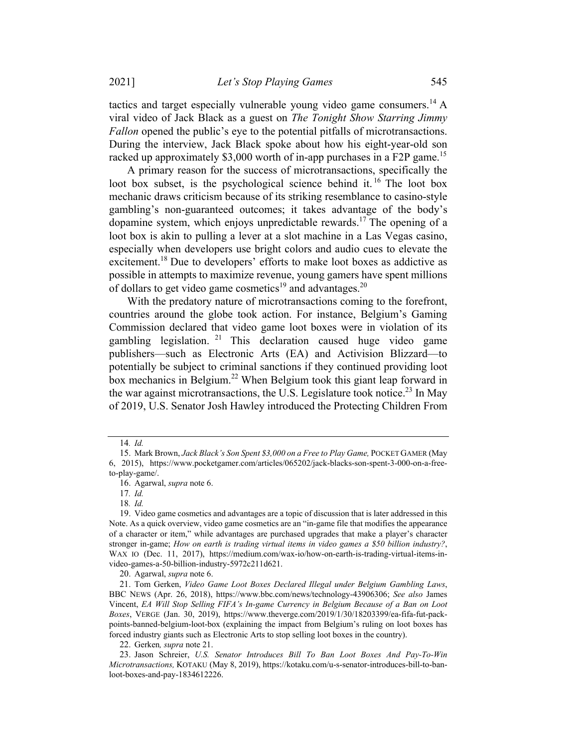tactics and target especially vulnerable young video game consumers.[14] A viral video of Jack Black as a guest on *The Tonight Show Starring Jimmy Fallon* opened the public's eye to the potential pitfalls of microtransactions. During the interview, Jack Black spoke about how his eight-year-old son racked up approximately $3,000 worth of in-app purchases in a F2P game.[15]

A primary reason for the success of microtransactions, specifically the loot box subset, is the psychological science behind it.[16] The loot box mechanic draws criticism because of its striking resemblance to casino-style gambling's non-guaranteed outcomes; it takes advantage of the body's dopamine system, which enjoys unpredictable rewards.[17] The opening of a loot box is akin to pulling a lever at a slot machine in a Las Vegas casino, especially when developers use bright colors and audio cues to elevate the excitement.[18] Due to developers' efforts to make loot boxes as addictive as possible in attempts to maximize revenue, young gamers have spent millions of dollars to get video game cosmetics[19] and advantages.[20]

With the predatory nature of microtransactions coming to the forefront, countries around the globe took action. For instance, Belgium's Gaming Commission declared that video game loot boxes were in violation of its gambling legislation.[21] This declaration caused huge video game publishers—such as Electronic Arts (EA) and Activision Blizzard—to potentially be subject to criminal sanctions if they continued providing loot box mechanics in Belgium.[22] When Belgium took this giant leap forward in the war against microtransactions, the U.S. Legislature took notice.[23] In May of 2019, U.S. Senator Josh Hawley introduced the Protecting Children From

---

14. *Id.*

15. Mark Brown, *Jack Black's Son Spent $3,000 on a Free to Play Game,* POCKET GAMER (May 6, 2015), https://www.pocketgamer.com/articles/065202/jack-blacks-son-spent-3-000-on-a-free-to-play-game/.

16. Agarwal, *supra* note 6.

17. *Id.*

18. *Id.*

19. Video game cosmetics and advantages are a topic of discussion that is later addressed in this Note. As a quick overview, video game cosmetics are an "in-game file that modifies the appearance of a character or item," while advantages are purchased upgrades that make a player's character stronger in-game; *How on earth is trading virtual items in video games a $50 billion industry?*, WAX IO (Dec. 11, 2017), https://medium.com/wax-io/how-on-earth-is-trading-virtual-items-in-video-games-a-50-billion-industry-5972c211d621.

20. Agarwal, *supra* note 6.

21. Tom Gerken, *Video Game Loot Boxes Declared Illegal under Belgium Gambling Laws*, BBC NEWS (Apr. 26, 2018), https://www.bbc.com/news/technology-43906306; *See also* James Vincent, *EA Will Stop Selling FIFA's In-game Currency in Belgium Because of a Ban on Loot Boxes*, VERGE (Jan. 30, 2019), https://www.theverge.com/2019/1/30/18203399/ea-fifa-fut-pack-points-banned-belgium-loot-box (explaining the impact from Belgium's ruling on loot boxes has forced industry giants such as Electronic Arts to stop selling loot boxes in the country).

22. Gerken*, supra* note 21.

23. Jason Schreier, *U.S. Senator Introduces Bill To Ban Loot Boxes And Pay-To-Win Microtransactions,* KOTAKU (May 8, 2019), https://kotaku.com/u-s-senator-introduces-bill-to-ban-loot-boxes-and-pay-1834612226.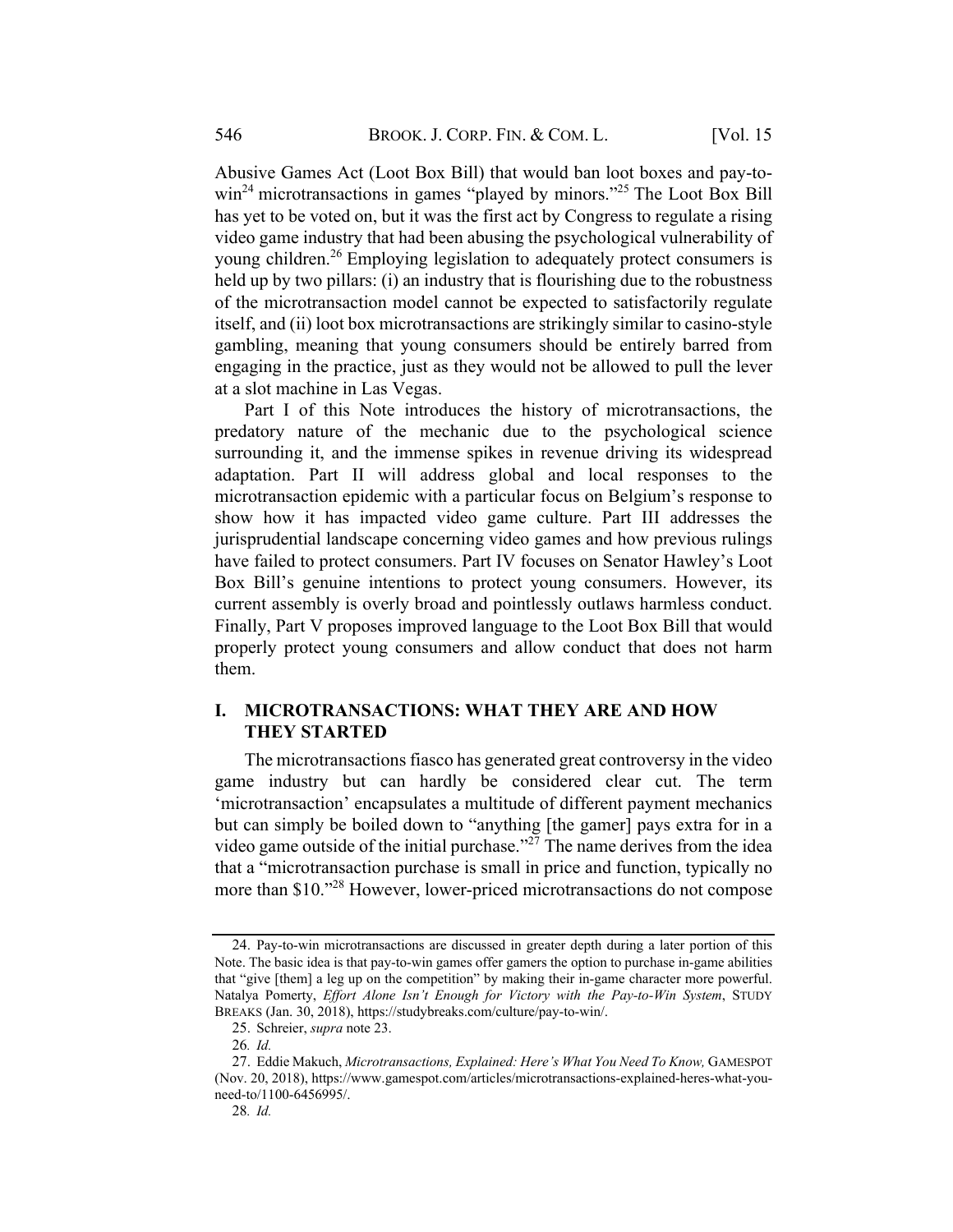Abusive Games Act (Loot Box Bill) that would ban loot boxes and pay-to-win[24] microtransactions in games "played by minors."[25] The Loot Box Bill has yet to be voted on, but it was the first act by Congress to regulate a rising video game industry that had been abusing the psychological vulnerability of young children.[26] Employing legislation to adequately protect consumers is held up by two pillars: (i) an industry that is flourishing due to the robustness of the microtransaction model cannot be expected to satisfactorily regulate itself, and (ii) loot box microtransactions are strikingly similar to casino-style gambling, meaning that young consumers should be entirely barred from engaging in the practice, just as they would not be allowed to pull the lever at a slot machine in Las Vegas.

Part I of this Note introduces the history of microtransactions, the predatory nature of the mechanic due to the psychological science surrounding it, and the immense spikes in revenue driving its widespread adaptation. Part II will address global and local responses to the microtransaction epidemic with a particular focus on Belgium's response to show how it has impacted video game culture. Part III addresses the jurisprudential landscape concerning video games and how previous rulings have failed to protect consumers. Part IV focuses on Senator Hawley's Loot Box Bill's genuine intentions to protect young consumers. However, its current assembly is overly broad and pointlessly outlaws harmless conduct. Finally, Part V proposes improved language to the Loot Box Bill that would properly protect young consumers and allow conduct that does not harm them.

## I. MICROTRANSACTIONS: WHAT THEY ARE AND HOW THEY STARTED

The microtransactions fiasco has generated great controversy in the video game industry but can hardly be considered clear cut. The term 'microtransaction' encapsulates a multitude of different payment mechanics but can simply be boiled down to "anything [the gamer] pays extra for in a video game outside of the initial purchase."[27] The name derives from the idea that a "microtransaction purchase is small in price and function, typically no more than $10."[28] However, lower-priced microtransactions do not compose

---

24. Pay-to-win microtransactions are discussed in greater depth during a later portion of this Note. The basic idea is that pay-to-win games offer gamers the option to purchase in-game abilities that "give [them] a leg up on the competition" by making their in-game character more powerful. Natalya Pomerty, *Effort Alone Isn't Enough for Victory with the Pay-to-Win System*, STUDY BREAKS (Jan. 30, 2018), https://studybreaks.com/culture/pay-to-win/.

25. Schreier, *supra* note 23.

26. *Id.*

27. Eddie Makuch, *Microtransactions, Explained: Here's What You Need To Know,* GAMESPOT (Nov. 20, 2018), https://www.gamespot.com/articles/microtransactions-explained-heres-what-you-need-to/1100-6456995/.

28. *Id.*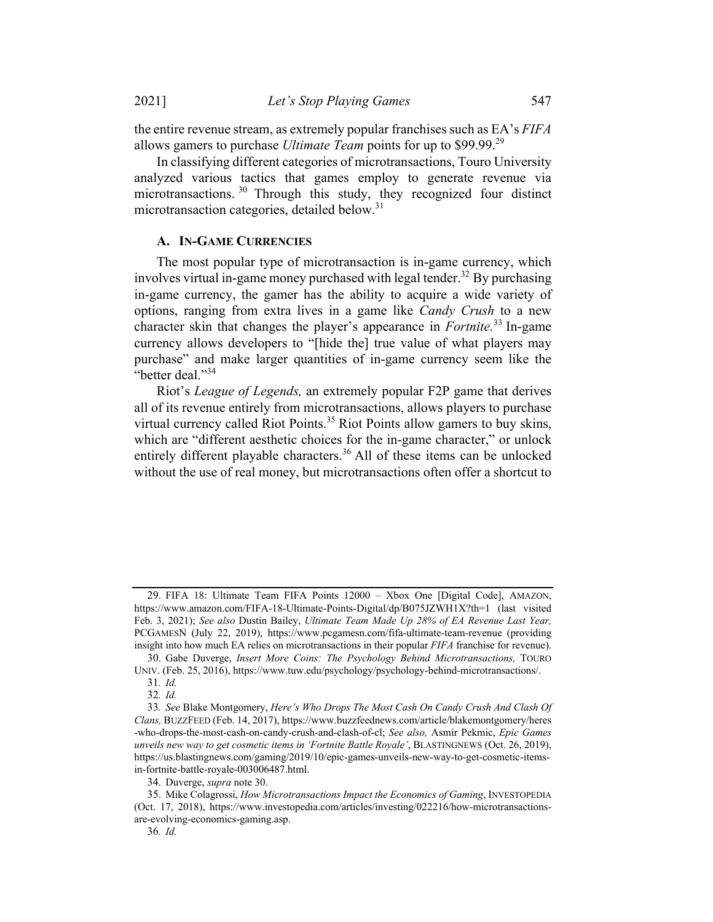the entire revenue stream, as extremely popular franchises such as EA's *FIFA* allows gamers to purchase *Ultimate Team* points for up to $99.99.[29]

In classifying different categories of microtransactions, Touro University analyzed various tactics that games employ to generate revenue via microtransactions.[30] Through this study, they recognized four distinct microtransaction categories, detailed below.[31]

### A. IN-GAME CURRENCIES

The most popular type of microtransaction is in-game currency, which involves virtual in-game money purchased with legal tender.[32] By purchasing in-game currency, the gamer has the ability to acquire a wide variety of options, ranging from extra lives in a game like *Candy Crush* to a new character skin that changes the player's appearance in *Fortnite.*[33] In-game currency allows developers to "[hide the] true value of what players may purchase" and make larger quantities of in-game currency seem like the "better deal."[34]

Riot's *League of Legends,* an extremely popular F2P game that derives all of its revenue entirely from microtransactions, allows players to purchase virtual currency called Riot Points.[35] Riot Points allow gamers to buy skins, which are "different aesthetic choices for the in-game character," or unlock entirely different playable characters.[36] All of these items can be unlocked without the use of real money, but microtransactions often offer a shortcut to

---

29. FIFA 18: Ultimate Team FIFA Points 12000 – Xbox One [Digital Code], AMAZON, https://www.amazon.com/FIFA-18-Ultimate-Points-Digital/dp/B075JZWH1X?th=1 (last visited Feb. 3, 2021); *See also* Dustin Bailey, *Ultimate Team Made Up 28% of EA Revenue Last Year,* PCGAMESN (July 22, 2019), https://www.pcgamesn.com/fifa-ultimate-team-revenue (providing insight into how much EA relies on microtransactions in their popular *FIFA* franchise for revenue).

30. Gabe Duverge, *Insert More Coins: The Psychology Behind Microtransactions,* TOURO UNIV. (Feb. 25, 2016), https://www.tuw.edu/psychology/psychology-behind-microtransactions/.

31. *Id.*

32. *Id.*

33. *See* Blake Montgomery, *Here's Who Drops The Most Cash On Candy Crush And Clash Of Clans,* BUZZFEED (Feb. 14, 2017), https://www.buzzfeednews.com/article/blakemontgomery/heres-who-drops-the-most-cash-on-candy-crush-and-clash-of-cl; *See also,* Asmir Pekmic, *Epic Games unveils new way to get cosmetic items in 'Fortnite Battle Royale'*, BLASTINGNEWS (Oct. 26, 2019), https://us.blastingnews.com/gaming/2019/10/epic-games-unveils-new-way-to-get-cosmetic-items-in-fortnite-battle-royale-003006487.html.

34. Duverge, *supra* note 30.

35. Mike Colagrossi, *How Microtransactions Impact the Economics of Gaming*, INVESTOPEDIA (Oct. 17, 2018), https://www.investopedia.com/articles/investing/022216/how-microtransactions-are-evolving-economics-gaming.asp.

36. *Id.*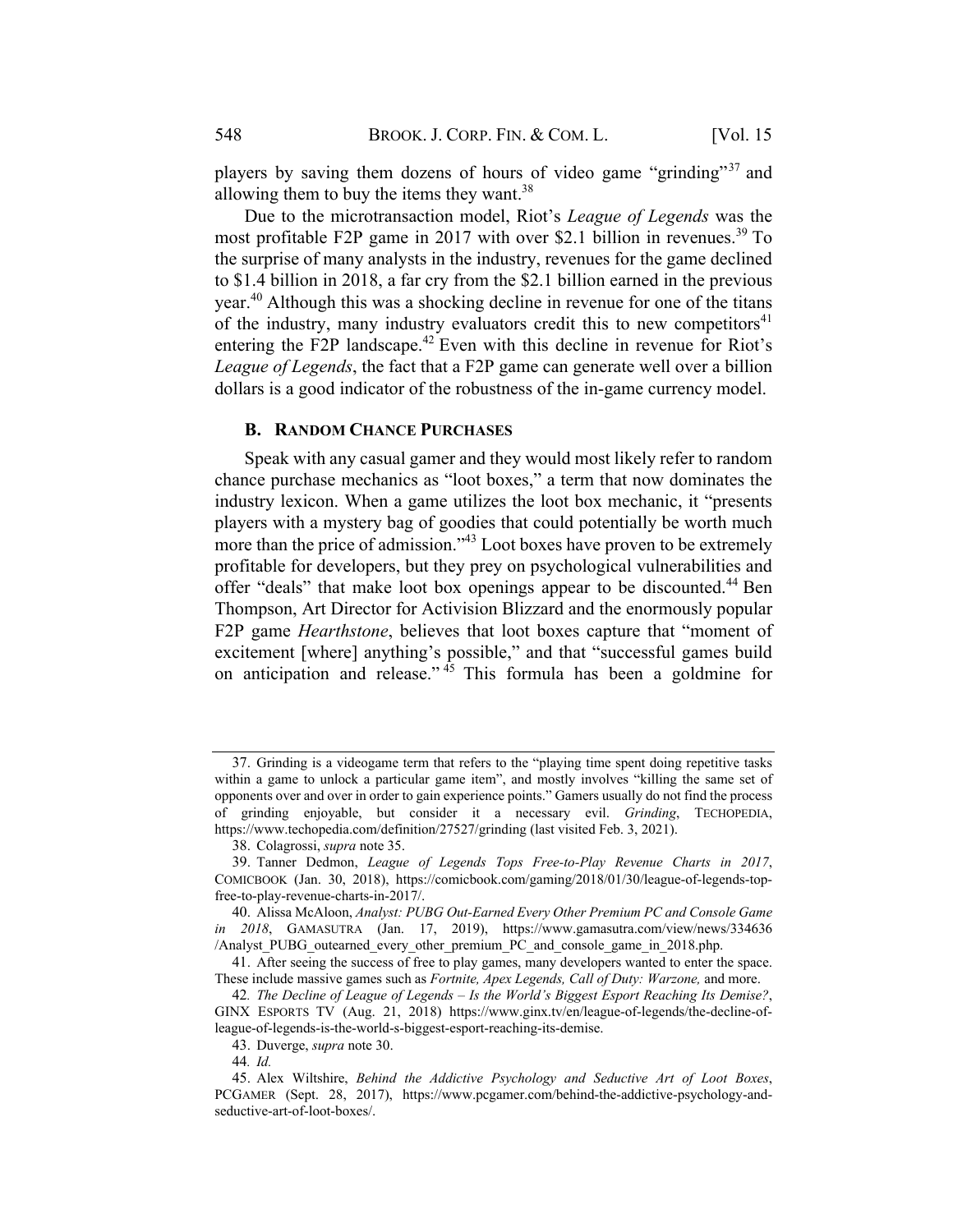players by saving them dozens of hours of video game "grinding"[37] and allowing them to buy the items they want.[38]

Due to the microtransaction model, Riot's *League of Legends* was the most profitable F2P game in 2017 with over $2.1 billion in revenues.[39] To the surprise of many analysts in the industry, revenues for the game declined to $1.4 billion in 2018, a far cry from the $2.1 billion earned in the previous year.[40] Although this was a shocking decline in revenue for one of the titans of the industry, many industry evaluators credit this to new competitors[41] entering the F2P landscape.[42] Even with this decline in revenue for Riot's *League of Legends*, the fact that a F2P game can generate well over a billion dollars is a good indicator of the robustness of the in-game currency model.

### B. RANDOM CHANCE PURCHASES

Speak with any casual gamer and they would most likely refer to random chance purchase mechanics as "loot boxes," a term that now dominates the industry lexicon. When a game utilizes the loot box mechanic, it "presents players with a mystery bag of goodies that could potentially be worth much more than the price of admission."[43] Loot boxes have proven to be extremely profitable for developers, but they prey on psychological vulnerabilities and offer "deals" that make loot box openings appear to be discounted.[44] Ben Thompson, Art Director for Activision Blizzard and the enormously popular F2P game *Hearthstone*, believes that loot boxes capture that "moment of excitement [where] anything's possible," and that "successful games build on anticipation and release."[45] This formula has been a goldmine for

---

37. Grinding is a videogame term that refers to the "playing time spent doing repetitive tasks within a game to unlock a particular game item", and mostly involves "killing the same set of opponents over and over in order to gain experience points." Gamers usually do not find the process of grinding enjoyable, but consider it a necessary evil. *Grinding*, TECHOPEDIA, https://www.techopedia.com/definition/27527/grinding (last visited Feb. 3, 2021).

38. Colagrossi, *supra* note 35.

39. Tanner Dedmon, *League of Legends Tops Free-to-Play Revenue Charts in 2017*, COMICBOOK (Jan. 30, 2018), https://comicbook.com/gaming/2018/01/30/league-of-legends-top-free-to-play-revenue-charts-in-2017/.

40. Alissa McAloon, *Analyst: PUBG Out-Earned Every Other Premium PC and Console Game in 2018*, GAMASUTRA (Jan. 17, 2019), https://www.gamasutra.com/view/news/334636/Analyst_PUBG_outearned_every_other_premium_PC_and_console_game_in_2018.php.

41. After seeing the success of free to play games, many developers wanted to enter the space. These include massive games such as *Fortnite, Apex Legends, Call of Duty: Warzone,* and more.

42. *The Decline of League of Legends – Is the World's Biggest Esport Reaching Its Demise?*, GINX ESPORTS TV (Aug. 21, 2018) https://www.ginx.tv/en/league-of-legends/the-decline-of-league-of-legends-is-the-world-s-biggest-esport-reaching-its-demise.

43. Duverge, *supra* note 30.

44. *Id.*

45. Alex Wiltshire, *Behind the Addictive Psychology and Seductive Art of Loot Boxes*, PCGAMER (Sept. 28, 2017), https://www.pcgamer.com/behind-the-addictive-psychology-and-seductive-art-of-loot-boxes/.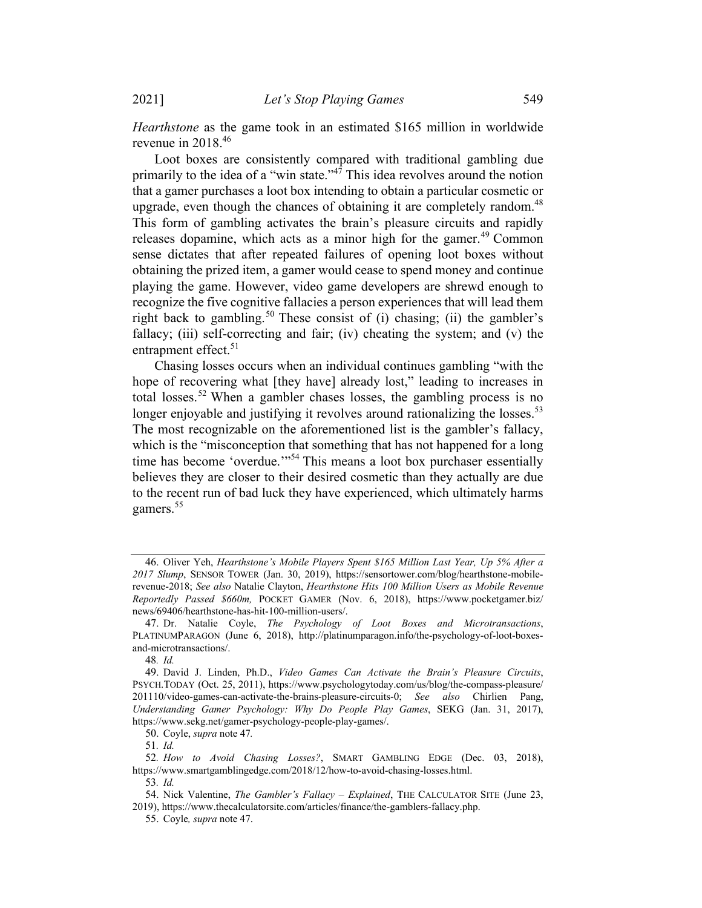*Hearthstone* as the game took in an estimated $165 million in worldwide revenue in 2018.[46]

Loot boxes are consistently compared with traditional gambling due primarily to the idea of a "win state."[47] This idea revolves around the notion that a gamer purchases a loot box intending to obtain a particular cosmetic or upgrade, even though the chances of obtaining it are completely random.[48] This form of gambling activates the brain's pleasure circuits and rapidly releases dopamine, which acts as a minor high for the gamer.[49] Common sense dictates that after repeated failures of opening loot boxes without obtaining the prized item, a gamer would cease to spend money and continue playing the game. However, video game developers are shrewd enough to recognize the five cognitive fallacies a person experiences that will lead them right back to gambling.[50] These consist of (i) chasing; (ii) the gambler's fallacy; (iii) self-correcting and fair; (iv) cheating the system; and (v) the entrapment effect.[51]

Chasing losses occurs when an individual continues gambling "with the hope of recovering what [they have] already lost," leading to increases in total losses.[52] When a gambler chases losses, the gambling process is no longer enjoyable and justifying it revolves around rationalizing the losses.[53] The most recognizable on the aforementioned list is the gambler's fallacy, which is the "misconception that something that has not happened for a long time has become 'overdue.'"[54] This means a loot box purchaser essentially believes they are closer to their desired cosmetic than they actually are due to the recent run of bad luck they have experienced, which ultimately harms gamers.[55]

---

46. Oliver Yeh, *Hearthstone's Mobile Players Spent $165 Million Last Year, Up 5% After a 2017 Slump*, SENSOR TOWER (Jan. 30, 2019), https://sensortower.com/blog/hearthstone-mobile-revenue-2018; *See also* Natalie Clayton, *Hearthstone Hits 100 Million Users as Mobile Revenue Reportedly Passed $660m,* POCKET GAMER (Nov. 6, 2018), https://www.pocketgamer.biz/news/69406/hearthstone-has-hit-100-million-users/.

47. Dr. Natalie Coyle, *The Psychology of Loot Boxes and Microtransactions*, PLATINUMPARAGON (June 6, 2018), http://platinumparagon.info/the-psychology-of-loot-boxes-and-microtransactions/.

48. *Id.*

49. David J. Linden, Ph.D., *Video Games Can Activate the Brain's Pleasure Circuits*, PSYCH.TODAY (Oct. 25, 2011), https://www.psychologytoday.com/us/blog/the-compass-pleasure/201110/video-games-can-activate-the-brains-pleasure-circuits-0; *See also* Chirlien Pang, *Understanding Gamer Psychology: Why Do People Play Games*, SEKG (Jan. 31, 2017), https://www.sekg.net/gamer-psychology-people-play-games/.

50. Coyle, *supra* note 47*.*

51. *Id.*

52. *How to Avoid Chasing Losses?*, SMART GAMBLING EDGE (Dec. 03, 2018), https://www.smartgamblingedge.com/2018/12/how-to-avoid-chasing-losses.html.

53. *Id.*

54. Nick Valentine, *The Gambler's Fallacy – Explained*, THE CALCULATOR SITE (June 23, 2019), https://www.thecalculatorsite.com/articles/finance/the-gamblers-fallacy.php.

55. Coyle*, supra* note 47.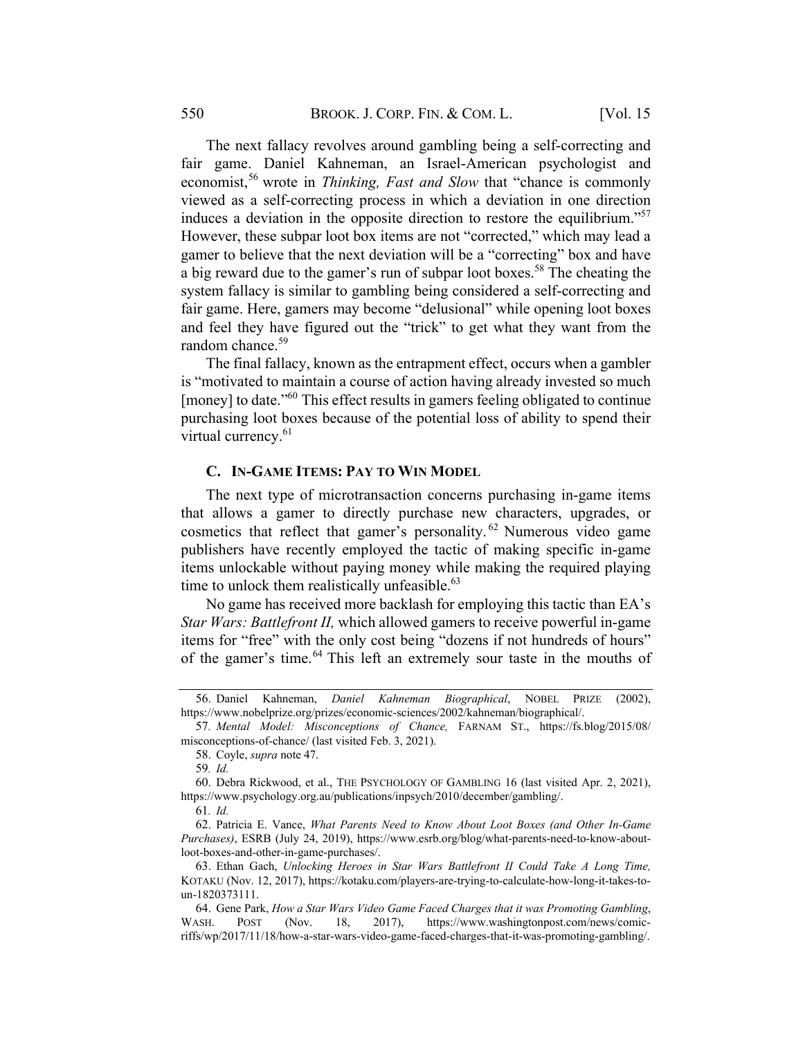The next fallacy revolves around gambling being a self-correcting and fair game. Daniel Kahneman, an Israel-American psychologist and economist,[56] wrote in *Thinking, Fast and Slow* that "chance is commonly viewed as a self-correcting process in which a deviation in one direction induces a deviation in the opposite direction to restore the equilibrium."[57] However, these subpar loot box items are not "corrected," which may lead a gamer to believe that the next deviation will be a "correcting" box and have a big reward due to the gamer's run of subpar loot boxes.[58] The cheating the system fallacy is similar to gambling being considered a self-correcting and fair game. Here, gamers may become "delusional" while opening loot boxes and feel they have figured out the "trick" to get what they want from the random chance.[59]

The final fallacy, known as the entrapment effect, occurs when a gambler is "motivated to maintain a course of action having already invested so much [money] to date."[60] This effect results in gamers feeling obligated to continue purchasing loot boxes because of the potential loss of ability to spend their virtual currency.[61]

### C. In-Game Items: Pay to Win Model

The next type of microtransaction concerns purchasing in-game items that allows a gamer to directly purchase new characters, upgrades, or cosmetics that reflect that gamer's personality.[62] Numerous video game publishers have recently employed the tactic of making specific in-game items unlockable without paying money while making the required playing time to unlock them realistically unfeasible.[63]

No game has received more backlash for employing this tactic than EA's *Star Wars: Battlefront II,* which allowed gamers to receive powerful in-game items for "free" with the only cost being "dozens if not hundreds of hours" of the gamer's time.[64] This left an extremely sour taste in the mouths of

---

56. Daniel Kahneman, *Daniel Kahneman Biographical*, NOBEL PRIZE (2002), https://www.nobelprize.org/prizes/economic-sciences/2002/kahneman/biographical/.

57. *Mental Model: Misconceptions of Chance,* FARNAM ST., https://fs.blog/2015/08/misconceptions-of-chance/ (last visited Feb. 3, 2021).

58. Coyle, *supra* note 47.

59. *Id.*

60. Debra Rickwood, et al., THE PSYCHOLOGY OF GAMBLING 16 (last visited Apr. 2, 2021), https://www.psychology.org.au/publications/inpsych/2010/december/gambling/.

61. *Id.*

62. Patricia E. Vance, *What Parents Need to Know About Loot Boxes (and Other In-Game Purchases)*, ESRB (July 24, 2019), https://www.esrb.org/blog/what-parents-need-to-know-about-loot-boxes-and-other-in-game-purchases/.

63. Ethan Gach, *Unlocking Heroes in Star Wars Battlefront II Could Take A Long Time,* KOTAKU (Nov. 12, 2017), https://kotaku.com/players-are-trying-to-calculate-how-long-it-takes-to-un-1820373111.

64. Gene Park, *How a Star Wars Video Game Faced Charges that it was Promoting Gambling*, WASH. POST (Nov. 18, 2017), https://www.washingtonpost.com/news/comic-riffs/wp/2017/11/18/how-a-star-wars-video-game-faced-charges-that-it-was-promoting-gambling/.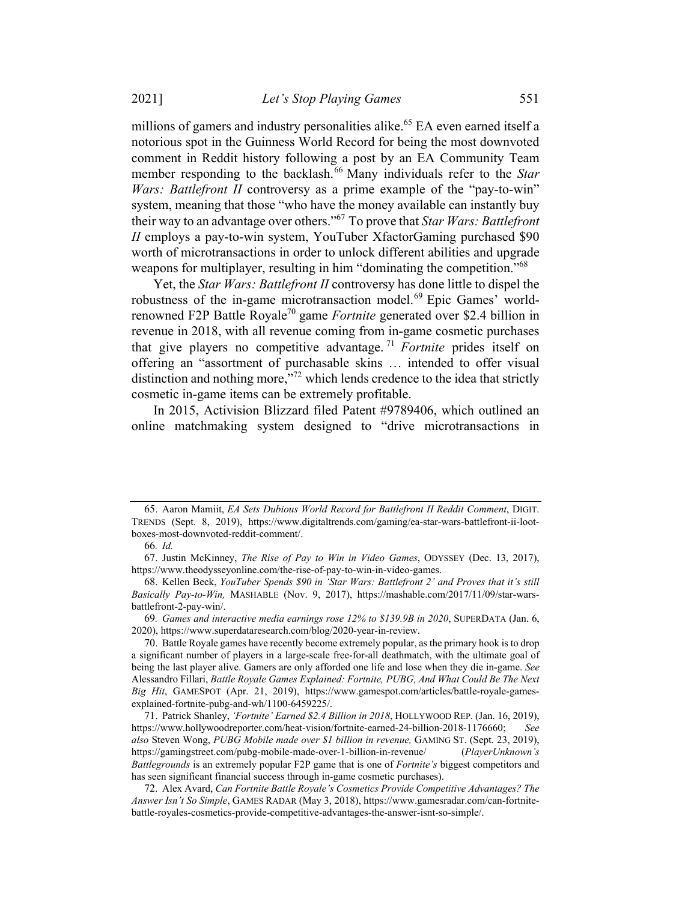millions of gamers and industry personalities alike.[65] EA even earned itself a notorious spot in the Guinness World Record for being the most downvoted comment in Reddit history following a post by an EA Community Team member responding to the backlash.[66] Many individuals refer to the *Star Wars: Battlefront II* controversy as a prime example of the "pay-to-win" system, meaning that those "who have the money available can instantly buy their way to an advantage over others."[67] To prove that *Star Wars: Battlefront II* employs a pay-to-win system, YouTuber XfactorGaming purchased $90 worth of microtransactions in order to unlock different abilities and upgrade weapons for multiplayer, resulting in him "dominating the competition."[68]

Yet, the *Star Wars: Battlefront II* controversy has done little to dispel the robustness of the in-game microtransaction model.[69] Epic Games' world-renowned F2P Battle Royale[70] game *Fortnite* generated over $2.4 billion in revenue in 2018, with all revenue coming from in-game cosmetic purchases that give players no competitive advantage.[71] *Fortnite* prides itself on offering an "assortment of purchasable skins … intended to offer visual distinction and nothing more,"[72] which lends credence to the idea that strictly cosmetic in-game items can be extremely profitable.

In 2015, Activision Blizzard filed Patent #9789406, which outlined an online matchmaking system designed to "drive microtransactions in

---

65. Aaron Mamiit, *EA Sets Dubious World Record for Battlefront II Reddit Comment*, DIGIT. TRENDS (Sept. 8, 2019), https://www.digitaltrends.com/gaming/ea-star-wars-battlefront-ii-loot-boxes-most-downvoted-reddit-comment/.

66. *Id.*

67. Justin McKinney, *The Rise of Pay to Win in Video Games*, ODYSSEY (Dec. 13, 2017), https://www.theodysseyonline.com/the-rise-of-pay-to-win-in-video-games.

68. Kellen Beck, *YouTuber Spends $90 in 'Star Wars: Battlefront 2' and Proves that it's still Basically Pay-to-Win,* MASHABLE (Nov. 9, 2017), https://mashable.com/2017/11/09/star-wars-battlefront-2-pay-win/.

69. *Games and interactive media earnings rose 12% to $139.9B in 2020*, SUPERDATA (Jan. 6, 2020), https://www.superdataresearch.com/blog/2020-year-in-review.

70. Battle Royale games have recently become extremely popular, as the primary hook is to drop a significant number of players in a large-scale free-for-all deathmatch, with the ultimate goal of being the last player alive. Gamers are only afforded one life and lose when they die in-game. *See* Alessandro Fillari, *Battle Royale Games Explained: Fortnite, PUBG, And What Could Be The Next Big Hit*, GAMESPOT (Apr. 21, 2019), https://www.gamespot.com/articles/battle-royale-games-explained-fortnite-pubg-and-wh/1100-6459225/.

71. Patrick Shanley, *'Fortnite' Earned $2.4 Billion in 2018*, HOLLYWOOD REP. (Jan. 16, 2019), https://www.hollywoodreporter.com/heat-vision/fortnite-earned-24-billion-2018-1176660; *See also* Steven Wong, *PUBG Mobile made over $1 billion in revenue,* GAMING ST. (Sept. 23, 2019), https://gamingstreet.com/pubg-mobile-made-over-1-billion-in-revenue/ (*PlayerUnknown's Battlegrounds* is an extremely popular F2P game that is one of *Fortnite's* biggest competitors and has seen significant financial success through in-game cosmetic purchases).

72. Alex Avard, *Can Fortnite Battle Royale's Cosmetics Provide Competitive Advantages? The Answer Isn't So Simple*, GAMES RADAR (May 3, 2018), https://www.gamesradar.com/can-fortnite-battle-royales-cosmetics-provide-competitive-advantages-the-answer-isnt-so-simple/.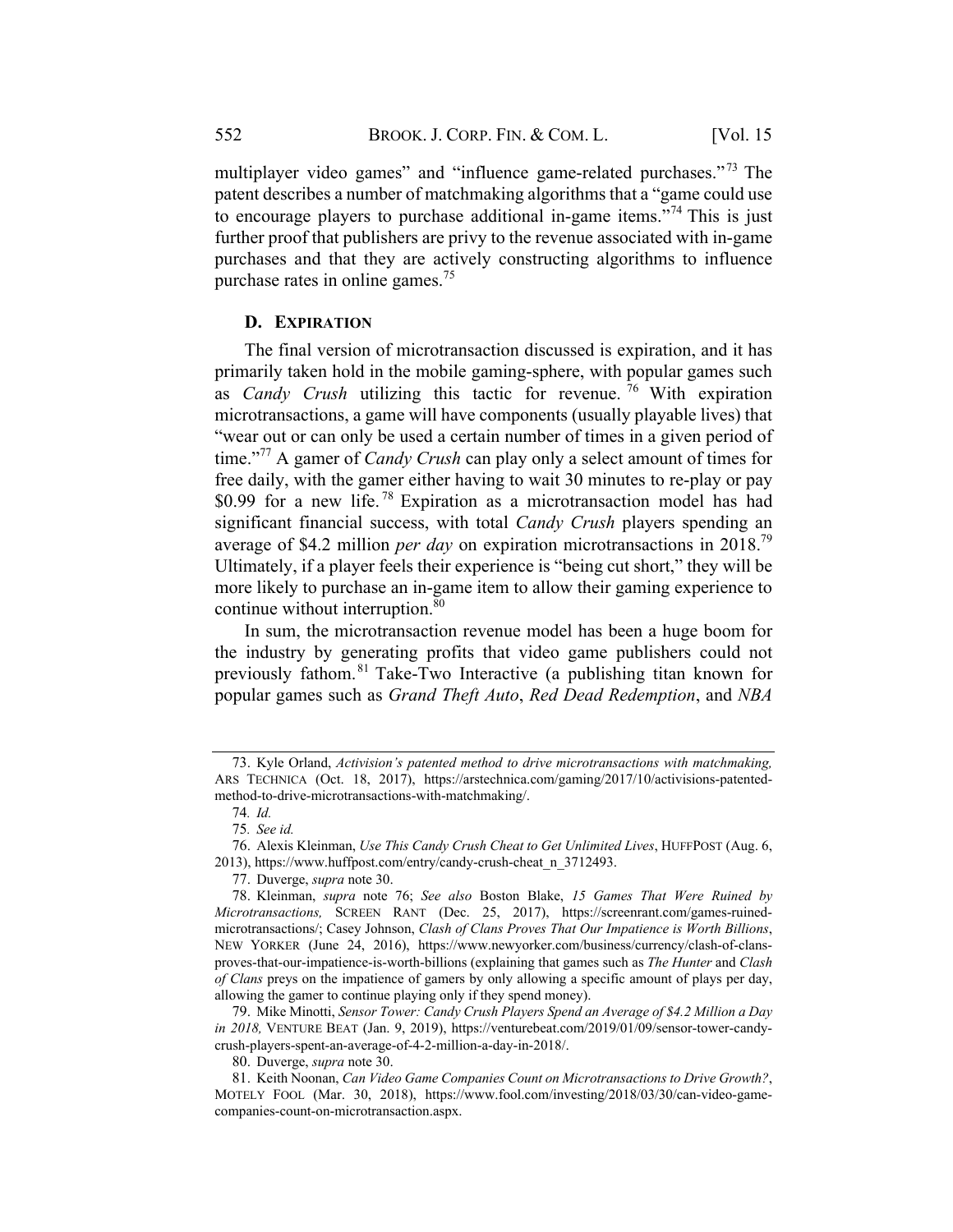multiplayer video games" and "influence game-related purchases."[73] The patent describes a number of matchmaking algorithms that a "game could use to encourage players to purchase additional in-game items."[74] This is just further proof that publishers are privy to the revenue associated with in-game purchases and that they are actively constructing algorithms to influence purchase rates in online games.[75]

### D. EXPIRATION

The final version of microtransaction discussed is expiration, and it has primarily taken hold in the mobile gaming-sphere, with popular games such as *Candy Crush* utilizing this tactic for revenue.[76] With expiration microtransactions, a game will have components (usually playable lives) that "wear out or can only be used a certain number of times in a given period of time."[77] A gamer of *Candy Crush* can play only a select amount of times for free daily, with the gamer either having to wait 30 minutes to re-play or pay $0.99 for a new life.[78] Expiration as a microtransaction model has had significant financial success, with total *Candy Crush* players spending an average of $4.2 million *per day* on expiration microtransactions in 2018.[79] Ultimately, if a player feels their experience is "being cut short," they will be more likely to purchase an in-game item to allow their gaming experience to continue without interruption.[80]

In sum, the microtransaction revenue model has been a huge boom for the industry by generating profits that video game publishers could not previously fathom.[81] Take-Two Interactive (a publishing titan known for popular games such as *Grand Theft Auto*, *Red Dead Redemption*, and *NBA*

---

73. Kyle Orland, *Activision's patented method to drive microtransactions with matchmaking,* ARS TECHNICA (Oct. 18, 2017), https://arstechnica.com/gaming/2017/10/activisions-patented-method-to-drive-microtransactions-with-matchmaking/.

74. *Id.*

75. *See id.*

76. Alexis Kleinman, *Use This Candy Crush Cheat to Get Unlimited Lives*, HUFFPOST (Aug. 6, 2013), https://www.huffpost.com/entry/candy-crush-cheat_n_3712493.

77. Duverge, *supra* note 30.

78. Kleinman, *supra* note 76; *See also* Boston Blake, *15 Games That Were Ruined by Microtransactions,* SCREEN RANT (Dec. 25, 2017), https://screenrant.com/games-ruined-microtransactions/; Casey Johnson, *Clash of Clans Proves That Our Impatience is Worth Billions*, NEW YORKER (June 24, 2016), https://www.newyorker.com/business/currency/clash-of-clans-proves-that-our-impatience-is-worth-billions (explaining that games such as *The Hunter* and *Clash of Clans* preys on the impatience of gamers by only allowing a specific amount of plays per day, allowing the gamer to continue playing only if they spend money).

79. Mike Minotti, *Sensor Tower: Candy Crush Players Spend an Average of $4.2 Million a Day in 2018,* VENTURE BEAT (Jan. 9, 2019), https://venturebeat.com/2019/01/09/sensor-tower-candy-crush-players-spent-an-average-of-4-2-million-a-day-in-2018/.

80. Duverge, *supra* note 30.

81. Keith Noonan, *Can Video Game Companies Count on Microtransactions to Drive Growth?*, MOTELY FOOL (Mar. 30, 2018), https://www.fool.com/investing/2018/03/30/can-video-game-companies-count-on-microtransaction.aspx.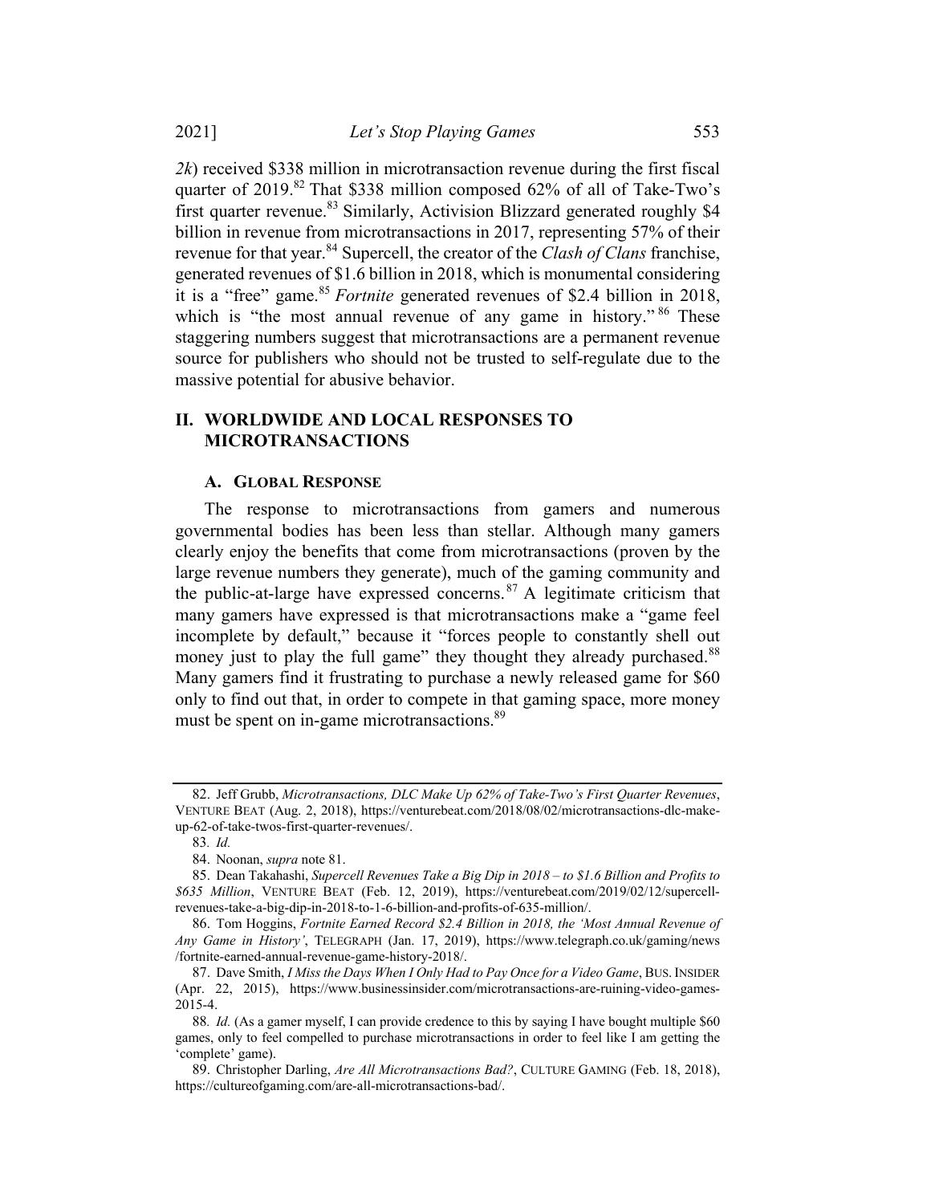*2k*) received $338 million in microtransaction revenue during the first fiscal quarter of 2019.[82] That $338 million composed 62% of all of Take-Two's first quarter revenue.[83] Similarly, Activision Blizzard generated roughly $4 billion in revenue from microtransactions in 2017, representing 57% of their revenue for that year.[84] Supercell, the creator of the *Clash of Clans* franchise, generated revenues of $1.6 billion in 2018, which is monumental considering it is a "free" game.[85] *Fortnite* generated revenues of $2.4 billion in 2018, which is "the most annual revenue of any game in history."[86] These staggering numbers suggest that microtransactions are a permanent revenue source for publishers who should not be trusted to self-regulate due to the massive potential for abusive behavior.

## II. WORLDWIDE AND LOCAL RESPONSES TO MICROTRANSACTIONS

### A. GLOBAL RESPONSE

The response to microtransactions from gamers and numerous governmental bodies has been less than stellar. Although many gamers clearly enjoy the benefits that come from microtransactions (proven by the large revenue numbers they generate), much of the gaming community and the public-at-large have expressed concerns.[87] A legitimate criticism that many gamers have expressed is that microtransactions make a "game feel incomplete by default," because it "forces people to constantly shell out money just to play the full game" they thought they already purchased.[88] Many gamers find it frustrating to purchase a newly released game for $60 only to find out that, in order to compete in that gaming space, more money must be spent on in-game microtransactions.[89]

---

82. Jeff Grubb, *Microtransactions, DLC Make Up 62% of Take-Two's First Quarter Revenues*, VENTURE BEAT (Aug. 2, 2018), https://venturebeat.com/2018/08/02/microtransactions-dlc-make-up-62-of-take-twos-first-quarter-revenues/.

83. *Id.*

84. Noonan, *supra* note 81.

85. Dean Takahashi, *Supercell Revenues Take a Big Dip in 2018 – to $1.6 Billion and Profits to $635 Million*, VENTURE BEAT (Feb. 12, 2019), https://venturebeat.com/2019/02/12/supercell-revenues-take-a-big-dip-in-2018-to-1-6-billion-and-profits-of-635-million/.

86. Tom Hoggins, *Fortnite Earned Record $2.4 Billion in 2018, the 'Most Annual Revenue of Any Game in History'*, TELEGRAPH (Jan. 17, 2019), https://www.telegraph.co.uk/gaming/news/fortnite-earned-annual-revenue-game-history-2018/.

87. Dave Smith, *I Miss the Days When I Only Had to Pay Once for a Video Game*, BUS. INSIDER (Apr. 22, 2015), https://www.businessinsider.com/microtransactions-are-ruining-video-games-2015-4.

88. *Id.* (As a gamer myself, I can provide credence to this by saying I have bought multiple $60 games, only to feel compelled to purchase microtransactions in order to feel like I am getting the 'complete' game).

89. Christopher Darling, *Are All Microtransactions Bad?*, CULTURE GAMING (Feb. 18, 2018), https://cultureofgaming.com/are-all-microtransactions-bad/.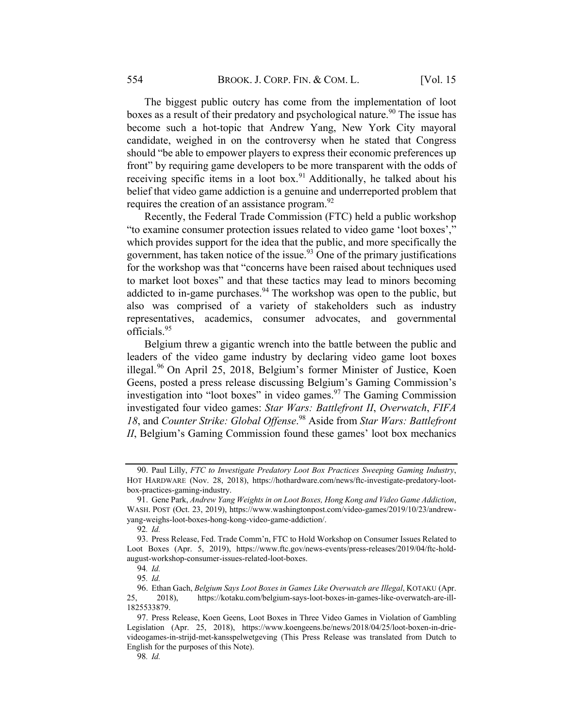The biggest public outcry has come from the implementation of loot boxes as a result of their predatory and psychological nature.[90] The issue has become such a hot-topic that Andrew Yang, New York City mayoral candidate, weighed in on the controversy when he stated that Congress should "be able to empower players to express their economic preferences up front" by requiring game developers to be more transparent with the odds of receiving specific items in a loot box.[91] Additionally, he talked about his belief that video game addiction is a genuine and underreported problem that requires the creation of an assistance program.[92]

Recently, the Federal Trade Commission (FTC) held a public workshop "to examine consumer protection issues related to video game 'loot boxes'," which provides support for the idea that the public, and more specifically the government, has taken notice of the issue.[93] One of the primary justifications for the workshop was that "concerns have been raised about techniques used to market loot boxes" and that these tactics may lead to minors becoming addicted to in-game purchases.[94] The workshop was open to the public, but also was comprised of a variety of stakeholders such as industry representatives, academics, consumer advocates, and governmental officials.[95]

Belgium threw a gigantic wrench into the battle between the public and leaders of the video game industry by declaring video game loot boxes illegal.[96] On April 25, 2018, Belgium's former Minister of Justice, Koen Geens, posted a press release discussing Belgium's Gaming Commission's investigation into "loot boxes" in video games.[97] The Gaming Commission investigated four video games: *Star Wars: Battlefront II*, *Overwatch*, *FIFA 18*, and *Counter Strike: Global Offense*.[98] Aside from *Star Wars: Battlefront II*, Belgium's Gaming Commission found these games' loot box mechanics

---

90. Paul Lilly, *FTC to Investigate Predatory Loot Box Practices Sweeping Gaming Industry*, HOT HARDWARE (Nov. 28, 2018), https://hothardware.com/news/ftc-investigate-predatory-loot-box-practices-gaming-industry.

91. Gene Park, *Andrew Yang Weights in on Loot Boxes, Hong Kong and Video Game Addiction*, WASH. POST (Oct. 23, 2019), https://www.washingtonpost.com/video-games/2019/10/23/andrew-yang-weighs-loot-boxes-hong-kong-video-game-addiction/.

92. *Id.*

93. Press Release, Fed. Trade Comm'n, FTC to Hold Workshop on Consumer Issues Related to Loot Boxes (Apr. 5, 2019), https://www.ftc.gov/news-events/press-releases/2019/04/ftc-hold-august-workshop-consumer-issues-related-loot-boxes.

94. *Id.*

95. *Id.*

96. Ethan Gach, *Belgium Says Loot Boxes in Games Like Overwatch are Illegal*, KOTAKU (Apr. 25, 2018), https://kotaku.com/belgium-says-loot-boxes-in-games-like-overwatch-are-ill-1825533879.

97. Press Release, Koen Geens, Loot Boxes in Three Video Games in Violation of Gambling Legislation (Apr. 25, 2018), https://www.koengeens.be/news/2018/04/25/loot-boxen-in-drie-videogames-in-strijd-met-kansspelwetgeving (This Press Release was translated from Dutch to English for the purposes of this Note).

98. *Id.*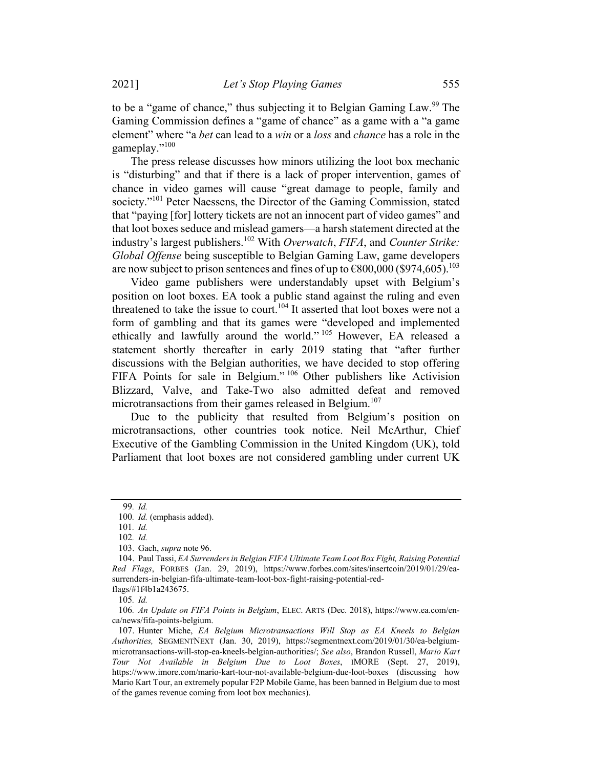to be a "game of chance," thus subjecting it to Belgian Gaming Law.[99] The Gaming Commission defines a "game of chance" as a game with a "a game element" where "a *bet* can lead to a *win* or a *loss* and *chance* has a role in the gameplay."[100]

The press release discusses how minors utilizing the loot box mechanic is "disturbing" and that if there is a lack of proper intervention, games of chance in video games will cause "great damage to people, family and society."[101] Peter Naessens, the Director of the Gaming Commission, stated that "paying [for] lottery tickets are not an innocent part of video games" and that loot boxes seduce and mislead gamers—a harsh statement directed at the industry's largest publishers.[102] With *Overwatch*, *FIFA*, and *Counter Strike: Global Offense* being susceptible to Belgian Gaming Law, game developers are now subject to prison sentences and fines of up to €800,000 ($974,605).[103]

Video game publishers were understandably upset with Belgium's position on loot boxes. EA took a public stand against the ruling and even threatened to take the issue to court.[104] It asserted that loot boxes were not a form of gambling and that its games were "developed and implemented ethically and lawfully around the world."[105] However, EA released a statement shortly thereafter in early 2019 stating that "after further discussions with the Belgian authorities, we have decided to stop offering FIFA Points for sale in Belgium."[106] Other publishers like Activision Blizzard, Valve, and Take-Two also admitted defeat and removed microtransactions from their games released in Belgium.[107]

Due to the publicity that resulted from Belgium's position on microtransactions, other countries took notice. Neil McArthur, Chief Executive of the Gambling Commission in the United Kingdom (UK), told Parliament that loot boxes are not considered gambling under current UK

---

99. *Id.*

100. *Id.* (emphasis added).

101. *Id.*

102. *Id.*

103. Gach, *supra* note 96.

104. Paul Tassi, *EA Surrenders in Belgian FIFA Ultimate Team Loot Box Fight, Raising Potential Red Flags*, FORBES (Jan. 29, 2019), https://www.forbes.com/sites/insertcoin/2019/01/29/ea-surrenders-in-belgian-fifa-ultimate-team-loot-box-fight-raising-potential-red-flags/#1f4b1a243675.

105. *Id.*

106. *An Update on FIFA Points in Belgium*, ELEC. ARTS (Dec. 2018), https://www.ea.com/en-ca/news/fifa-points-belgium.

107. Hunter Miche, *EA Belgium Microtransactions Will Stop as EA Kneels to Belgian Authorities,* SEGMENTNEXT (Jan. 30, 2019), https://segmentnext.com/2019/01/30/ea-belgium-microtransactions-will-stop-ea-kneels-belgian-authorities/; *See also*, Brandon Russell, *Mario Kart Tour Not Available in Belgium Due to Loot Boxes*, IMORE (Sept. 27, 2019), https://www.imore.com/mario-kart-tour-not-available-belgium-due-loot-boxes (discussing how Mario Kart Tour, an extremely popular F2P Mobile Game, has been banned in Belgium due to most of the games revenue coming from loot box mechanics).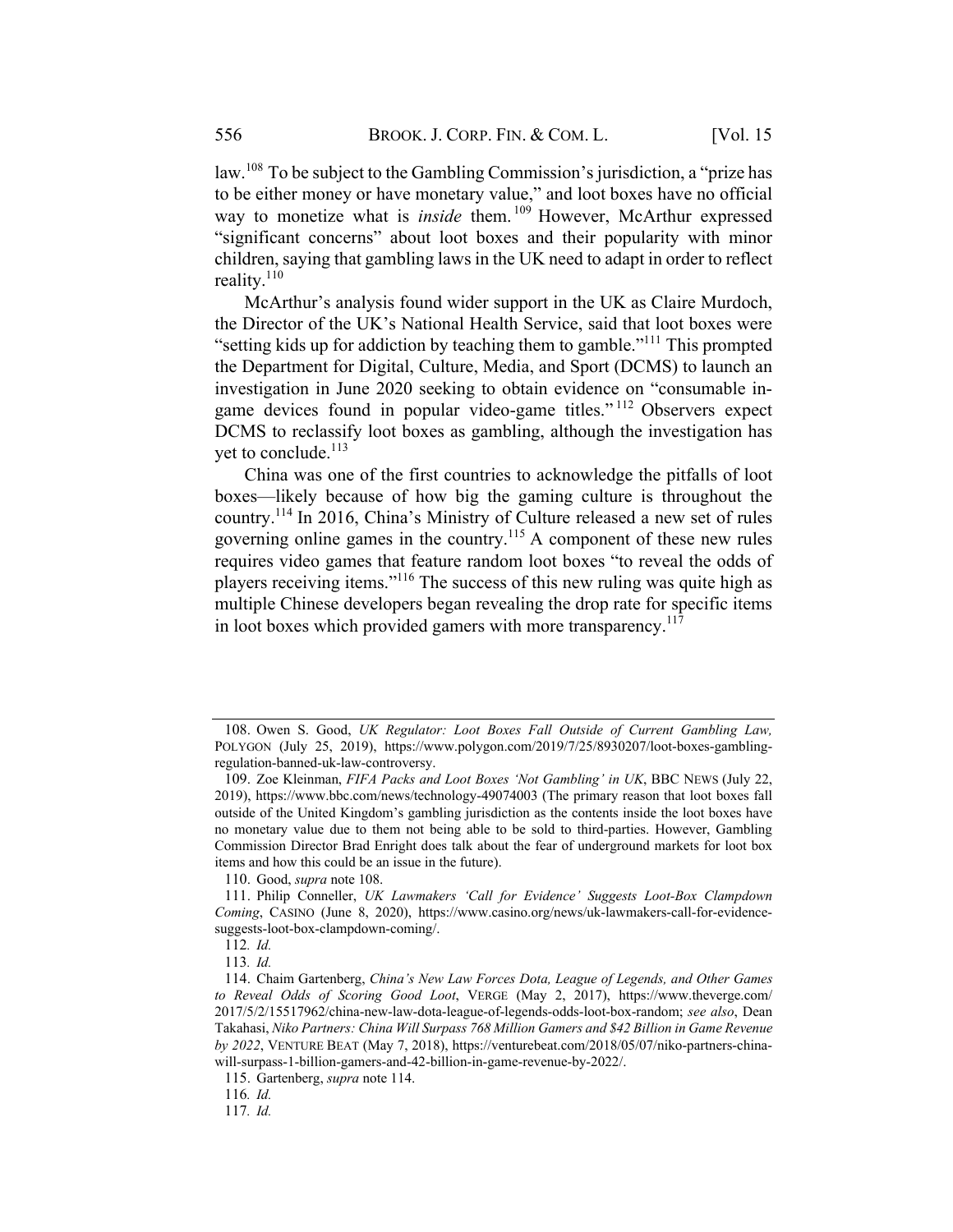law.[108] To be subject to the Gambling Commission's jurisdiction, a "prize has to be either money or have monetary value," and loot boxes have no official way to monetize what is *inside* them.[109] However, McArthur expressed "significant concerns" about loot boxes and their popularity with minor children, saying that gambling laws in the UK need to adapt in order to reflect reality.[110]

McArthur's analysis found wider support in the UK as Claire Murdoch, the Director of the UK's National Health Service, said that loot boxes were "setting kids up for addiction by teaching them to gamble."[111] This prompted the Department for Digital, Culture, Media, and Sport (DCMS) to launch an investigation in June 2020 seeking to obtain evidence on "consumable in-game devices found in popular video-game titles."[112] Observers expect DCMS to reclassify loot boxes as gambling, although the investigation has yet to conclude.[113]

China was one of the first countries to acknowledge the pitfalls of loot boxes—likely because of how big the gaming culture is throughout the country.[114] In 2016, China's Ministry of Culture released a new set of rules governing online games in the country.[115] A component of these new rules requires video games that feature random loot boxes "to reveal the odds of players receiving items."[116] The success of this new ruling was quite high as multiple Chinese developers began revealing the drop rate for specific items in loot boxes which provided gamers with more transparency.[117]

---

108. Owen S. Good, *UK Regulator: Loot Boxes Fall Outside of Current Gambling Law,* POLYGON (July 25, 2019), https://www.polygon.com/2019/7/25/8930207/loot-boxes-gambling-regulation-banned-uk-law-controversy.

109. Zoe Kleinman, *FIFA Packs and Loot Boxes 'Not Gambling' in UK*, BBC NEWS (July 22, 2019), https://www.bbc.com/news/technology-49074003 (The primary reason that loot boxes fall outside of the United Kingdom's gambling jurisdiction as the contents inside the loot boxes have no monetary value due to them not being able to be sold to third-parties. However, Gambling Commission Director Brad Enright does talk about the fear of underground markets for loot box items and how this could be an issue in the future).

110. Good, *supra* note 108.

111. Philip Conneller, *UK Lawmakers 'Call for Evidence' Suggests Loot-Box Clampdown Coming*, CASINO (June 8, 2020), https://www.casino.org/news/uk-lawmakers-call-for-evidence-suggests-loot-box-clampdown-coming/.

112. *Id.*

113. *Id.*

114. Chaim Gartenberg, *China's New Law Forces Dota, League of Legends, and Other Games to Reveal Odds of Scoring Good Loot*, VERGE (May 2, 2017), https://www.theverge.com/2017/5/2/15517962/china-new-law-dota-league-of-legends-odds-loot-box-random; *see also*, Dean Takahasi, *Niko Partners: China Will Surpass 768 Million Gamers and $42 Billion in Game Revenue by 2022*, VENTURE BEAT (May 7, 2018), https://venturebeat.com/2018/05/07/niko-partners-china-will-surpass-1-billion-gamers-and-42-billion-in-game-revenue-by-2022/.

115. Gartenberg, *supra* note 114.

116. *Id.*

117. *Id.*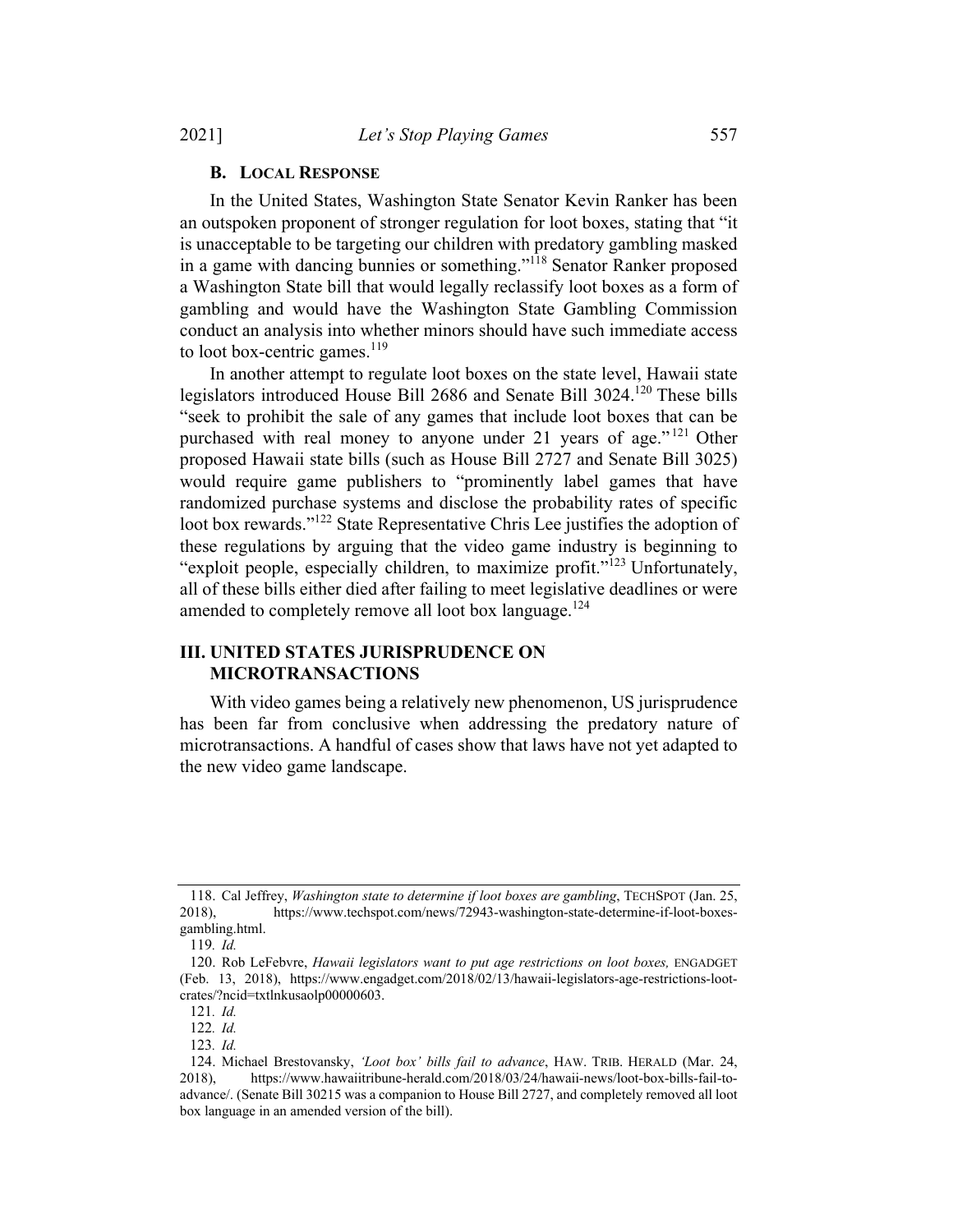### B. Local Response

In the United States, Washington State Senator Kevin Ranker has been an outspoken proponent of stronger regulation for loot boxes, stating that "it is unacceptable to be targeting our children with predatory gambling masked in a game with dancing bunnies or something."[118] Senator Ranker proposed a Washington State bill that would legally reclassify loot boxes as a form of gambling and would have the Washington State Gambling Commission conduct an analysis into whether minors should have such immediate access to loot box-centric games.[119]

In another attempt to regulate loot boxes on the state level, Hawaii state legislators introduced House Bill 2686 and Senate Bill 3024.[120] These bills "seek to prohibit the sale of any games that include loot boxes that can be purchased with real money to anyone under 21 years of age."[121] Other proposed Hawaii state bills (such as House Bill 2727 and Senate Bill 3025) would require game publishers to "prominently label games that have randomized purchase systems and disclose the probability rates of specific loot box rewards."[122] State Representative Chris Lee justifies the adoption of these regulations by arguing that the video game industry is beginning to "exploit people, especially children, to maximize profit."[123] Unfortunately, all of these bills either died after failing to meet legislative deadlines or were amended to completely remove all loot box language.[124]

## III. UNITED STATES JURISPRUDENCE ON MICROTRANSACTIONS

With video games being a relatively new phenomenon, US jurisprudence has been far from conclusive when addressing the predatory nature of microtransactions. A handful of cases show that laws have not yet adapted to the new video game landscape.

---

118. Cal Jeffrey, *Washington state to determine if loot boxes are gambling*, TECHSPOT (Jan. 25, 2018), https://www.techspot.com/news/72943-washington-state-determine-if-loot-boxes-gambling.html.

119. *Id.*

120. Rob LeFebvre, *Hawaii legislators want to put age restrictions on loot boxes,* ENGADGET (Feb. 13, 2018), https://www.engadget.com/2018/02/13/hawaii-legislators-age-restrictions-loot-crates/?ncid=txtlnkusaolp00000603.

121. *Id.*

122. *Id.*

123. *Id.*

124. Michael Brestovansky, *'Loot box' bills fail to advance*, HAW. TRIB. HERALD (Mar. 24, 2018), https://www.hawaiitribune-herald.com/2018/03/24/hawaii-news/loot-box-bills-fail-to-advance/. (Senate Bill 30215 was a companion to House Bill 2727, and completely removed all loot box language in an amended version of the bill).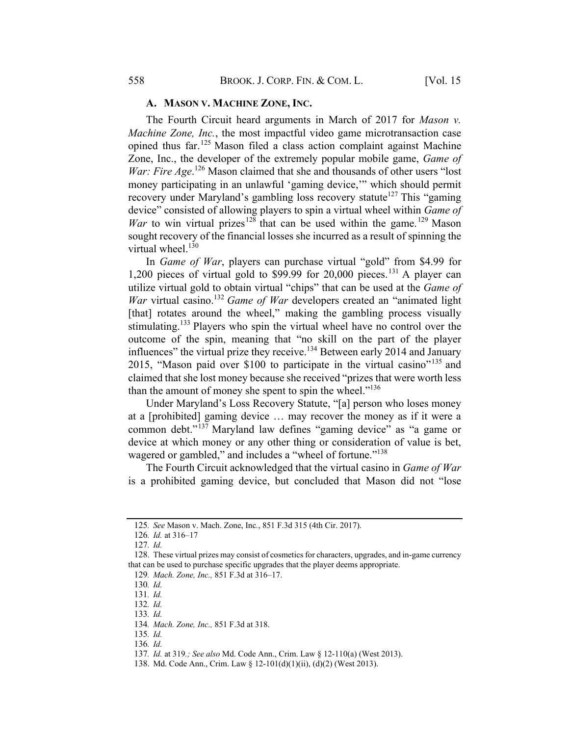### A. MASON V. MACHINE ZONE, INC.

The Fourth Circuit heard arguments in March of 2017 for *Mason v. Machine Zone, Inc.*, the most impactful video game microtransaction case opined thus far.[125] Mason filed a class action complaint against Machine Zone, Inc., the developer of the extremely popular mobile game, *Game of War: Fire Age*.[126] Mason claimed that she and thousands of other users "lost money participating in an unlawful 'gaming device,'" which should permit recovery under Maryland's gambling loss recovery statute[127] This "gaming device" consisted of allowing players to spin a virtual wheel within *Game of War* to win virtual prizes[128] that can be used within the game.[129] Mason sought recovery of the financial losses she incurred as a result of spinning the virtual wheel.[130]

In *Game of War*, players can purchase virtual "gold" from $4.99 for 1,200 pieces of virtual gold to $99.99 for 20,000 pieces.[131] A player can utilize virtual gold to obtain virtual "chips" that can be used at the *Game of War* virtual casino.[132] *Game of War* developers created an "animated light [that] rotates around the wheel," making the gambling process visually stimulating.[133] Players who spin the virtual wheel have no control over the outcome of the spin, meaning that "no skill on the part of the player influences" the virtual prize they receive.[134] Between early 2014 and January 2015, "Mason paid over $100 to participate in the virtual casino"[135] and claimed that she lost money because she received "prizes that were worth less than the amount of money she spent to spin the wheel."[136]

Under Maryland's Loss Recovery Statute, "[a] person who loses money at a [prohibited] gaming device … may recover the money as if it were a common debt."[137] Maryland law defines "gaming device" as "a game or device at which money or any other thing or consideration of value is bet, wagered or gambled," and includes a "wheel of fortune."[138]

The Fourth Circuit acknowledged that the virtual casino in *Game of War* is a prohibited gaming device, but concluded that Mason did not "lose

---

125. *See* Mason v. Mach. Zone, Inc., 851 F.3d 315 (4th Cir. 2017).

126. *Id.* at 316–17

127. *Id.*

128. These virtual prizes may consist of cosmetics for characters, upgrades, and in-game currency that can be used to purchase specific upgrades that the player deems appropriate.

129. *Mach. Zone, Inc.,* 851 F.3d at 316–17.

130. *Id.*

131. *Id.*

132. *Id.*

133. *Id.*

134. *Mach. Zone, Inc.,* 851 F.3d at 318.

135. *Id.*

136. *Id.*

137. *Id.* at 319*.; See also* Md. Code Ann., Crim. Law § 12-110(a) (West 2013).

138. Md. Code Ann., Crim. Law § 12-101(d)(1)(ii), (d)(2) (West 2013).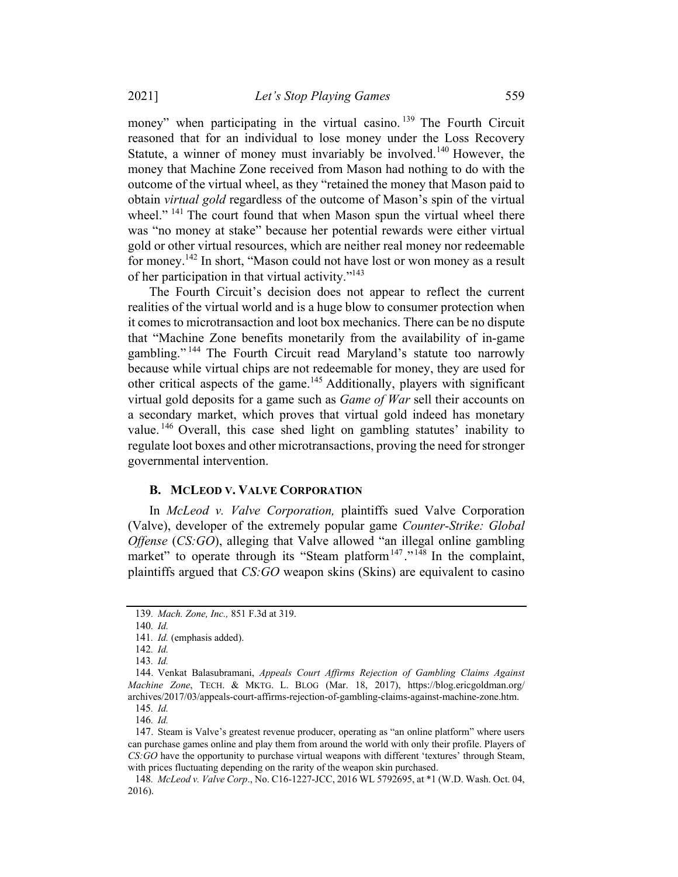money" when participating in the virtual casino.[139] The Fourth Circuit reasoned that for an individual to lose money under the Loss Recovery Statute, a winner of money must invariably be involved.[140] However, the money that Machine Zone received from Mason had nothing to do with the outcome of the virtual wheel, as they "retained the money that Mason paid to obtain *virtual gold* regardless of the outcome of Mason's spin of the virtual wheel." [141] The court found that when Mason spun the virtual wheel there was "no money at stake" because her potential rewards were either virtual gold or other virtual resources, which are neither real money nor redeemable for money.[142] In short, "Mason could not have lost or won money as a result of her participation in that virtual activity."[143]

The Fourth Circuit's decision does not appear to reflect the current realities of the virtual world and is a huge blow to consumer protection when it comes to microtransaction and loot box mechanics. There can be no dispute that "Machine Zone benefits monetarily from the availability of in-game gambling." [144] The Fourth Circuit read Maryland's statute too narrowly because while virtual chips are not redeemable for money, they are used for other critical aspects of the game.[145] Additionally, players with significant virtual gold deposits for a game such as *Game of War* sell their accounts on a secondary market, which proves that virtual gold indeed has monetary value.[146] Overall, this case shed light on gambling statutes' inability to regulate loot boxes and other microtransactions, proving the need for stronger governmental intervention.

### B. MCLEOD V. VALVE CORPORATION

In *McLeod v. Valve Corporation,* plaintiffs sued Valve Corporation (Valve), developer of the extremely popular game *Counter-Strike: Global Offense* (*CS:GO*), alleging that Valve allowed "an illegal online gambling market" to operate through its "Steam platform[147]."[148] In the complaint, plaintiffs argued that *CS:GO* weapon skins (Skins) are equivalent to casino

---

139. *Mach. Zone, Inc.,* 851 F.3d at 319.

140. *Id.*

141. *Id.* (emphasis added).

142. *Id.*

143. *Id.*

144. Venkat Balasubramani, *Appeals Court Affirms Rejection of Gambling Claims Against Machine Zone*, TECH. & MKTG. L. BLOG (Mar. 18, 2017), https://blog.ericgoldman.org/archives/2017/03/appeals-court-affirms-rejection-of-gambling-claims-against-machine-zone.htm.

145. *Id.*

146. *Id.*

147. Steam is Valve's greatest revenue producer, operating as "an online platform" where users can purchase games online and play them from around the world with only their profile. Players of *CS:GO* have the opportunity to purchase virtual weapons with different 'textures' through Steam, with prices fluctuating depending on the rarity of the weapon skin purchased.

148. *McLeod v. Valve Corp*., No. C16-1227-JCC, 2016 WL 5792695, at *1 (W.D. Wash. Oct. 04, 2016).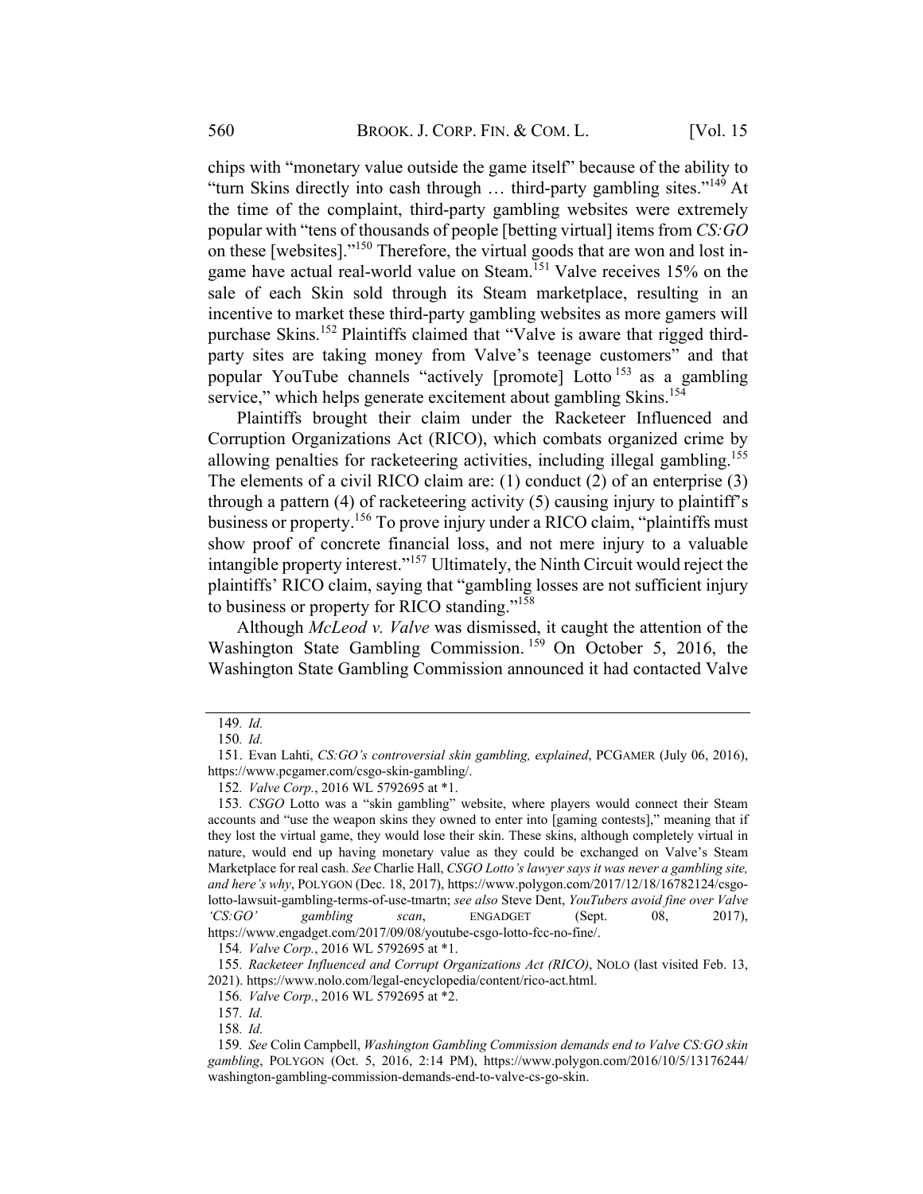chips with "monetary value outside the game itself" because of the ability to "turn Skins directly into cash through … third-party gambling sites."[149] At the time of the complaint, third-party gambling websites were extremely popular with "tens of thousands of people [betting virtual] items from *CS:GO* on these [websites]."[150] Therefore, the virtual goods that are won and lost in-game have actual real-world value on Steam.[151] Valve receives 15% on the sale of each Skin sold through its Steam marketplace, resulting in an incentive to market these third-party gambling websites as more gamers will purchase Skins.[152] Plaintiffs claimed that "Valve is aware that rigged third-party sites are taking money from Valve's teenage customers" and that popular YouTube channels "actively [promote] Lotto[153] as a gambling service," which helps generate excitement about gambling Skins.[154]

Plaintiffs brought their claim under the Racketeer Influenced and Corruption Organizations Act (RICO), which combats organized crime by allowing penalties for racketeering activities, including illegal gambling.[155] The elements of a civil RICO claim are: (1) conduct (2) of an enterprise (3) through a pattern (4) of racketeering activity (5) causing injury to plaintiff's business or property.[156] To prove injury under a RICO claim, "plaintiffs must show proof of concrete financial loss, and not mere injury to a valuable intangible property interest."[157] Ultimately, the Ninth Circuit would reject the plaintiffs' RICO claim, saying that "gambling losses are not sufficient injury to business or property for RICO standing."[158]

Although *McLeod v. Valve* was dismissed, it caught the attention of the Washington State Gambling Commission.[159] On October 5, 2016, the Washington State Gambling Commission announced it had contacted Valve

---

149. *Id.*

150. *Id.*

151. Evan Lahti, *CS:GO's controversial skin gambling, explained*, PCGAMER (July 06, 2016), https://www.pcgamer.com/csgo-skin-gambling/.

152. *Valve Corp.*, 2016 WL 5792695 at *1.

153. *CSGO* Lotto was a "skin gambling" website, where players would connect their Steam accounts and "use the weapon skins they owned to enter into [gaming contests]," meaning that if they lost the virtual game, they would lose their skin. These skins, although completely virtual in nature, would end up having monetary value as they could be exchanged on Valve's Steam Marketplace for real cash. *See* Charlie Hall, *CSGO Lotto's lawyer says it was never a gambling site, and here's why*, POLYGON (Dec. 18, 2017), https://www.polygon.com/2017/12/18/16782124/csgo-lotto-lawsuit-gambling-terms-of-use-tmartn; *see also* Steve Dent, *YouTubers avoid fine over Valve 'CS:GO' gambling scan*, ENGADGET (Sept. 08, 2017), https://www.engadget.com/2017/09/08/youtube-csgo-lotto-fcc-no-fine/.

154. *Valve Corp.*, 2016 WL 5792695 at *1.

155. *Racketeer Influenced and Corrupt Organizations Act (RICO)*, NOLO (last visited Feb. 13, 2021). https://www.nolo.com/legal-encyclopedia/content/rico-act.html.

156. *Valve Corp.*, 2016 WL 5792695 at *2.

157. *Id.*

158. *Id.*

159. *See* Colin Campbell, *Washington Gambling Commission demands end to Valve CS:GO skin gambling*, POLYGON (Oct. 5, 2016, 2:14 PM), https://www.polygon.com/2016/10/5/13176244/washington-gambling-commission-demands-end-to-valve-cs-go-skin.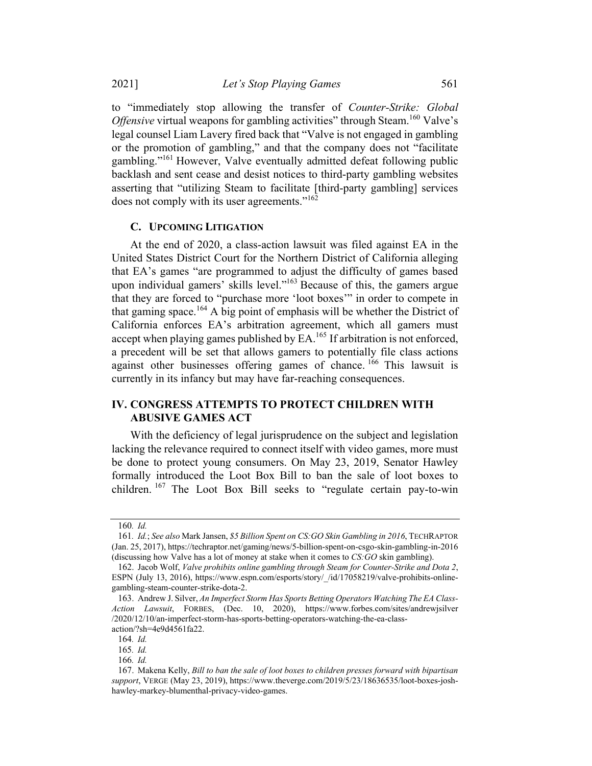to "immediately stop allowing the transfer of *Counter-Strike: Global Offensive* virtual weapons for gambling activities" through Steam.[160] Valve's legal counsel Liam Lavery fired back that "Valve is not engaged in gambling or the promotion of gambling," and that the company does not "facilitate gambling."[161] However, Valve eventually admitted defeat following public backlash and sent cease and desist notices to third-party gambling websites asserting that "utilizing Steam to facilitate [third-party gambling] services does not comply with its user agreements."[162]

### C. UPCOMING LITIGATION

At the end of 2020, a class-action lawsuit was filed against EA in the United States District Court for the Northern District of California alleging that EA's games "are programmed to adjust the difficulty of games based upon individual gamers' skills level."[163] Because of this, the gamers argue that they are forced to "purchase more 'loot boxes'" in order to compete in that gaming space.[164] A big point of emphasis will be whether the District of California enforces EA's arbitration agreement, which all gamers must accept when playing games published by EA.[165] If arbitration is not enforced, a precedent will be set that allows gamers to potentially file class actions against other businesses offering games of chance.[166] This lawsuit is currently in its infancy but may have far-reaching consequences.

## IV. CONGRESS ATTEMPTS TO PROTECT CHILDREN WITH ABUSIVE GAMES ACT

With the deficiency of legal jurisprudence on the subject and legislation lacking the relevance required to connect itself with video games, more must be done to protect young consumers. On May 23, 2019, Senator Hawley formally introduced the Loot Box Bill to ban the sale of loot boxes to children.[167] The Loot Box Bill seeks to "regulate certain pay-to-win

---

160. *Id.*

161. *Id.*; *See also* Mark Jansen, *$5 Billion Spent on CS:GO Skin Gambling in 2016*, TECHRAPTOR (Jan. 25, 2017), https://techraptor.net/gaming/news/5-billion-spent-on-csgo-skin-gambling-in-2016 (discussing how Valve has a lot of money at stake when it comes to *CS:GO* skin gambling).

162. Jacob Wolf, *Valve prohibits online gambling through Steam for Counter-Strike and Dota 2*, ESPN (July 13, 2016), https://www.espn.com/esports/story/_/id/17058219/valve-prohibits-online-gambling-steam-counter-strike-dota-2.

163. Andrew J. Silver, *An Imperfect Storm Has Sports Betting Operators Watching The EA Class-Action Lawsuit*, FORBES, (Dec. 10, 2020), https://www.forbes.com/sites/andrewjsilver/2020/12/10/an-imperfect-storm-has-sports-betting-operators-watching-the-ea-class-action/?sh=4e9d4561fa22.

164. *Id.*

165. *Id.*

166. *Id.*

167. Makena Kelly, *Bill to ban the sale of loot boxes to children presses forward with bipartisan support*, VERGE (May 23, 2019), https://www.theverge.com/2019/5/23/18636535/loot-boxes-josh-hawley-markey-blumenthal-privacy-video-games.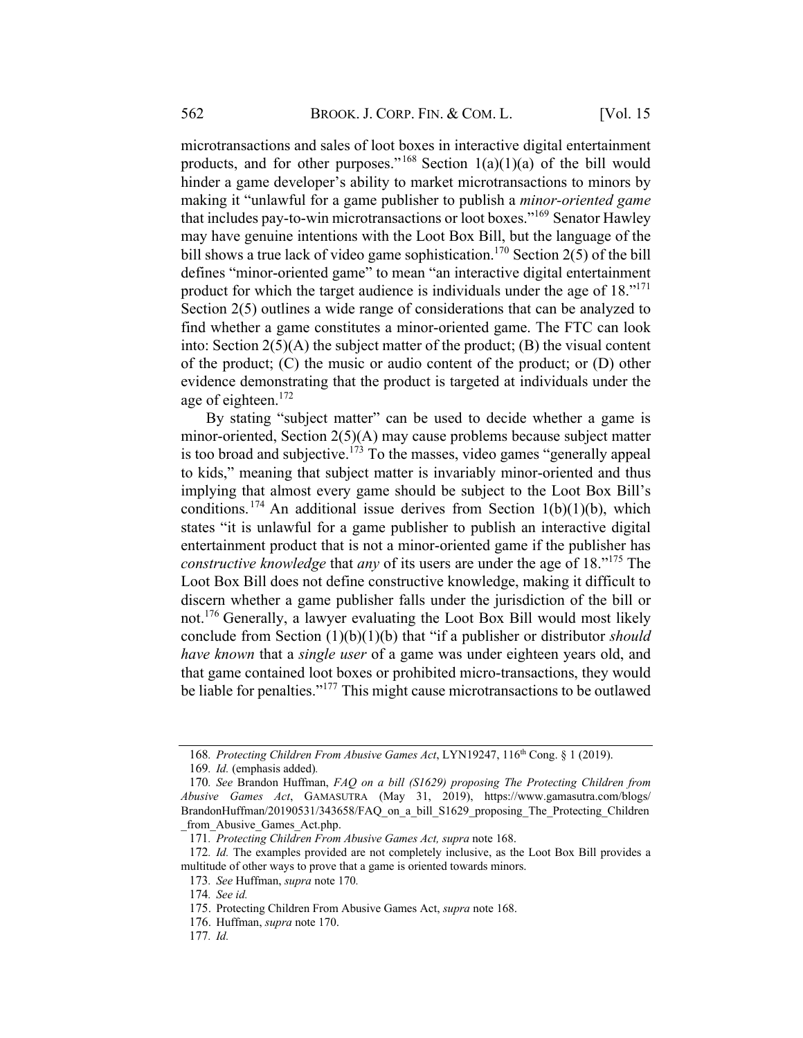microtransactions and sales of loot boxes in interactive digital entertainment products, and for other purposes."[168] Section 1(a)(1)(a) of the bill would hinder a game developer's ability to market microtransactions to minors by making it "unlawful for a game publisher to publish a *minor-oriented game* that includes pay-to-win microtransactions or loot boxes."[169] Senator Hawley may have genuine intentions with the Loot Box Bill, but the language of the bill shows a true lack of video game sophistication.[170] Section 2(5) of the bill defines "minor-oriented game" to mean "an interactive digital entertainment product for which the target audience is individuals under the age of 18."[171] Section 2(5) outlines a wide range of considerations that can be analyzed to find whether a game constitutes a minor-oriented game. The FTC can look into: Section 2(5)(A) the subject matter of the product; (B) the visual content of the product; (C) the music or audio content of the product; or (D) other evidence demonstrating that the product is targeted at individuals under the age of eighteen.[172]

By stating "subject matter" can be used to decide whether a game is minor-oriented, Section 2(5)(A) may cause problems because subject matter is too broad and subjective.[173] To the masses, video games "generally appeal to kids," meaning that subject matter is invariably minor-oriented and thus implying that almost every game should be subject to the Loot Box Bill's conditions.[174] An additional issue derives from Section 1(b)(1)(b), which states "it is unlawful for a game publisher to publish an interactive digital entertainment product that is not a minor-oriented game if the publisher has *constructive knowledge* that *any* of its users are under the age of 18."[175] The Loot Box Bill does not define constructive knowledge, making it difficult to discern whether a game publisher falls under the jurisdiction of the bill or not.[176] Generally, a lawyer evaluating the Loot Box Bill would most likely conclude from Section (1)(b)(1)(b) that "if a publisher or distributor *should have known* that a *single user* of a game was under eighteen years old, and that game contained loot boxes or prohibited micro-transactions, they would be liable for penalties."[177] This might cause microtransactions to be outlawed

---

168. *Protecting Children From Abusive Games Act*, LYN19247, 116th Cong. § 1 (2019).

169. *Id.* (emphasis added).

170. *See* Brandon Huffman, *FAQ on a bill (S1629) proposing The Protecting Children from Abusive Games Act*, GAMASUTRA (May 31, 2019), https://www.gamasutra.com/blogs/BrandonHuffman/20190531/343658/FAQ_on_a_bill_S1629_proposing_The_Protecting_Children_from_Abusive_Games_Act.php.

171. *Protecting Children From Abusive Games Act, supra* note 168.

172. *Id.* The examples provided are not completely inclusive, as the Loot Box Bill provides a multitude of other ways to prove that a game is oriented towards minors.

173. *See* Huffman, *supra* note 170.

174. *See id.*

175. Protecting Children From Abusive Games Act, *supra* note 168.

176. Huffman, *supra* note 170.

177. *Id.*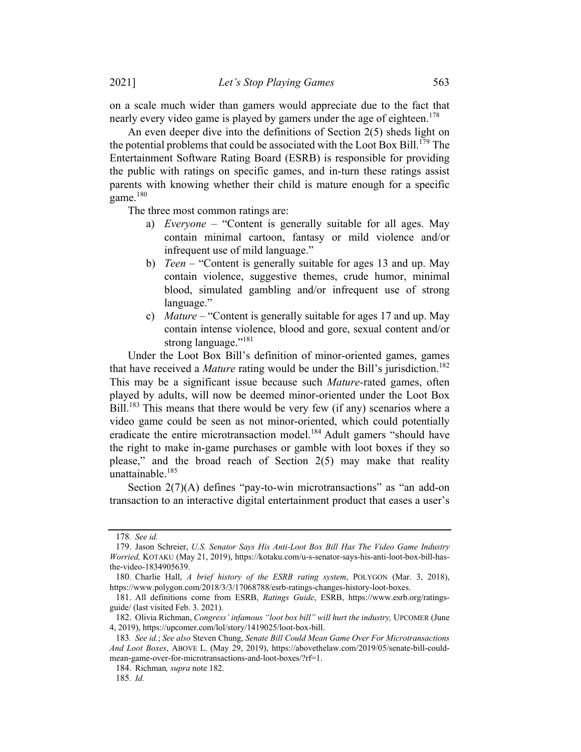on a scale much wider than gamers would appreciate due to the fact that nearly every video game is played by gamers under the age of eighteen.[178]

An even deeper dive into the definitions of Section 2(5) sheds light on the potential problems that could be associated with the Loot Box Bill.[179] The Entertainment Software Rating Board (ESRB) is responsible for providing the public with ratings on specific games, and in-turn these ratings assist parents with knowing whether their child is mature enough for a specific game.[180]

The three most common ratings are:

a) *Everyone* – "Content is generally suitable for all ages. May contain minimal cartoon, fantasy or mild violence and/or infrequent use of mild language."
b) *Teen* – "Content is generally suitable for ages 13 and up. May contain violence, suggestive themes, crude humor, minimal blood, simulated gambling and/or infrequent use of strong language."
c) *Mature* – "Content is generally suitable for ages 17 and up. May contain intense violence, blood and gore, sexual content and/or strong language."[181]

Under the Loot Box Bill's definition of minor-oriented games, games that have received a *Mature* rating would be under the Bill's jurisdiction.[182] This may be a significant issue because such *Mature*-rated games, often played by adults, will now be deemed minor-oriented under the Loot Box Bill.[183] This means that there would be very few (if any) scenarios where a video game could be seen as not minor-oriented, which could potentially eradicate the entire microtransaction model.[184] Adult gamers "should have the right to make in-game purchases or gamble with loot boxes if they so please," and the broad reach of Section 2(5) may make that reality unattainable.[185]

Section 2(7)(A) defines "pay-to-win microtransactions" as "an add-on transaction to an interactive digital entertainment product that eases a user's

---

178. *See id.*

179. Jason Schreier, *U.S. Senator Says His Anti-Loot Box Bill Has The Video Game Industry Worried,* KOTAKU (May 21, 2019), https://kotaku.com/u-s-senator-says-his-anti-loot-box-bill-has-the-video-1834905639.

180. Charlie Hall, *A brief history of the ESRB rating system*, POLYGON (Mar. 3, 2018), https://www.polygon.com/2018/3/3/17068788/esrb-ratings-changes-history-loot-boxes.

181. All definitions come from ESRB, *Ratings Guide*, ESRB, https://www.esrb.org/ratings-guide/ (last visited Feb. 3. 2021).

182. Olivia Richman, *Congress' infamous "loot box bill" will hurt the industry,* UPCOMER (June 4, 2019), https://upcomer.com/lol/story/1419025/loot-box-bill.

183. *See id.*; *See also* Steven Chung, *Senate Bill Could Mean Game Over For Microtransactions And Loot Boxes*, ABOVE L. (May 29, 2019), https://abovethelaw.com/2019/05/senate-bill-could-mean-game-over-for-microtransactions-and-loot-boxes/?rf=1.

184. Richman*, supra* note 182.

185. *Id.*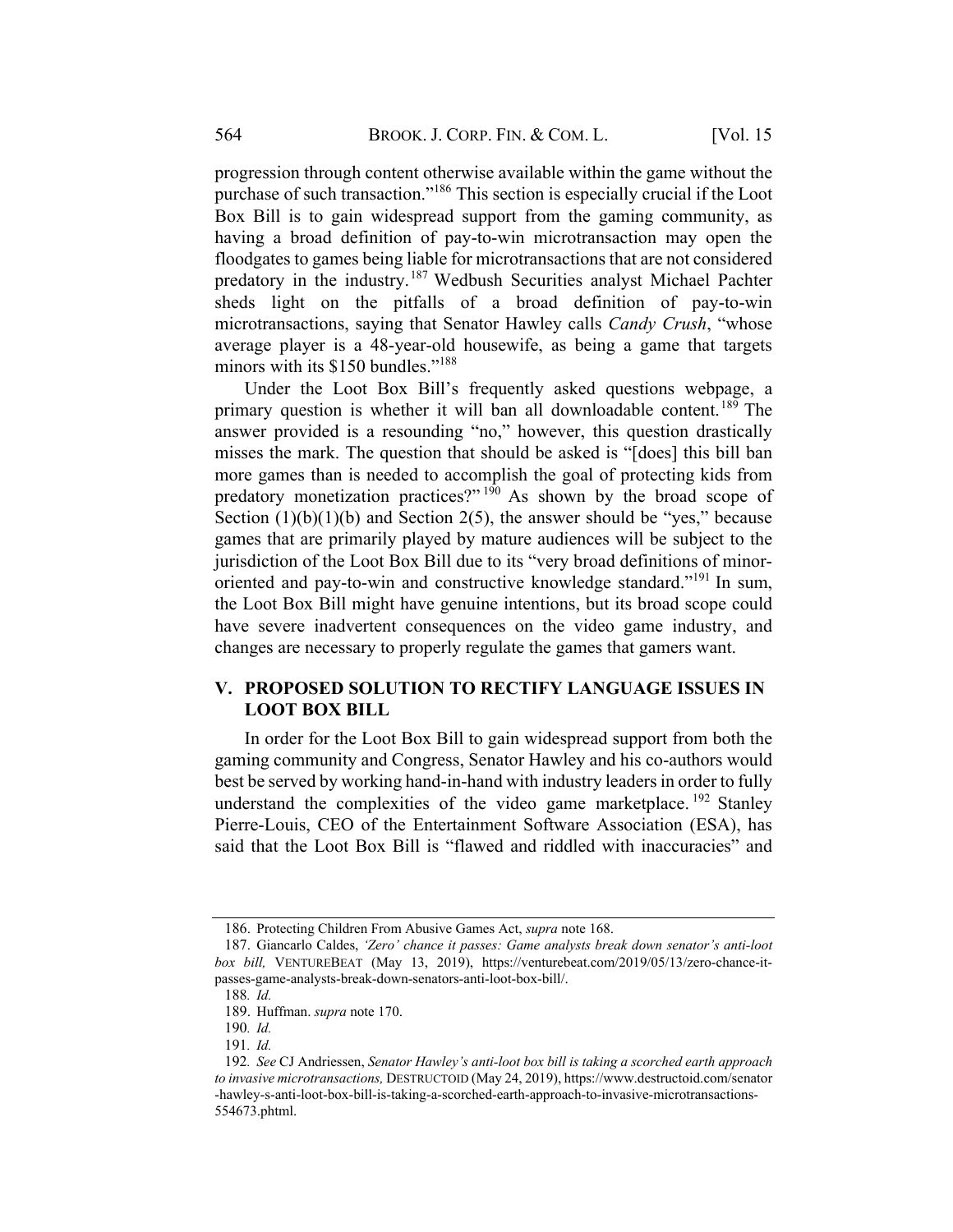progression through content otherwise available within the game without the purchase of such transaction."[186] This section is especially crucial if the Loot Box Bill is to gain widespread support from the gaming community, as having a broad definition of pay-to-win microtransaction may open the floodgates to games being liable for microtransactions that are not considered predatory in the industry.[187] Wedbush Securities analyst Michael Pachter sheds light on the pitfalls of a broad definition of pay-to-win microtransactions, saying that Senator Hawley calls *Candy Crush*, "whose average player is a 48-year-old housewife, as being a game that targets minors with its $150 bundles."[188]

Under the Loot Box Bill's frequently asked questions webpage, a primary question is whether it will ban all downloadable content.[189] The answer provided is a resounding "no," however, this question drastically misses the mark. The question that should be asked is "[does] this bill ban more games than is needed to accomplish the goal of protecting kids from predatory monetization practices?"[190] As shown by the broad scope of Section (1)(b)(1)(b) and Section 2(5), the answer should be "yes," because games that are primarily played by mature audiences will be subject to the jurisdiction of the Loot Box Bill due to its "very broad definitions of minor-oriented and pay-to-win and constructive knowledge standard."[191] In sum, the Loot Box Bill might have genuine intentions, but its broad scope could have severe inadvertent consequences on the video game industry, and changes are necessary to properly regulate the games that gamers want.

## V. PROPOSED SOLUTION TO RECTIFY LANGUAGE ISSUES IN LOOT BOX BILL

In order for the Loot Box Bill to gain widespread support from both the gaming community and Congress, Senator Hawley and his co-authors would best be served by working hand-in-hand with industry leaders in order to fully understand the complexities of the video game marketplace.[192] Stanley Pierre-Louis, CEO of the Entertainment Software Association (ESA), has said that the Loot Box Bill is "flawed and riddled with inaccuracies" and

---

186. Protecting Children From Abusive Games Act, *supra* note 168.

187. Giancarlo Caldes, *'Zero' chance it passes: Game analysts break down senator's anti-loot box bill,* VENTUREBEAT (May 13, 2019), https://venturebeat.com/2019/05/13/zero-chance-it-passes-game-analysts-break-down-senators-anti-loot-box-bill/.

188. *Id.*

189. Huffman. *supra* note 170.

190. *Id.*

191. *Id.*

192. *See* CJ Andriessen, *Senator Hawley's anti-loot box bill is taking a scorched earth approach to invasive microtransactions,* DESTRUCTOID (May 24, 2019), https://www.destructoid.com/senator-hawley-s-anti-loot-box-bill-is-taking-a-scorched-earth-approach-to-invasive-microtransactions-554673.phtml.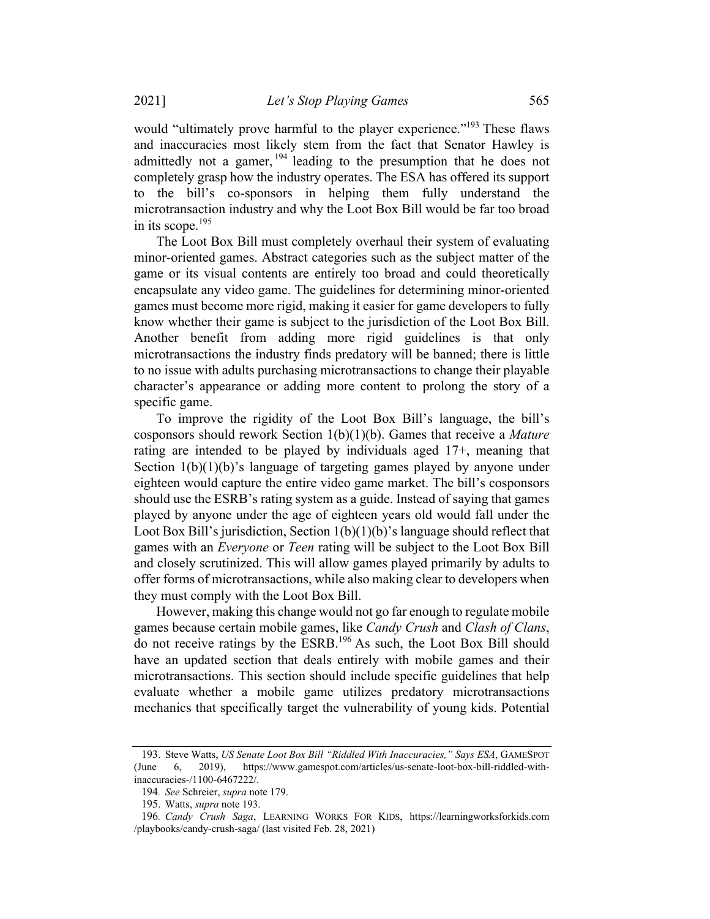would "ultimately prove harmful to the player experience."[193] These flaws and inaccuracies most likely stem from the fact that Senator Hawley is admittedly not a gamer,[194] leading to the presumption that he does not completely grasp how the industry operates. The ESA has offered its support to the bill's co-sponsors in helping them fully understand the microtransaction industry and why the Loot Box Bill would be far too broad in its scope.[195]

The Loot Box Bill must completely overhaul their system of evaluating minor-oriented games. Abstract categories such as the subject matter of the game or its visual contents are entirely too broad and could theoretically encapsulate any video game. The guidelines for determining minor-oriented games must become more rigid, making it easier for game developers to fully know whether their game is subject to the jurisdiction of the Loot Box Bill. Another benefit from adding more rigid guidelines is that only microtransactions the industry finds predatory will be banned; there is little to no issue with adults purchasing microtransactions to change their playable character's appearance or adding more content to prolong the story of a specific game.

To improve the rigidity of the Loot Box Bill's language, the bill's cosponsors should rework Section 1(b)(1)(b). Games that receive a *Mature* rating are intended to be played by individuals aged 17+, meaning that Section 1(b)(1)(b)'s language of targeting games played by anyone under eighteen would capture the entire video game market. The bill's cosponsors should use the ESRB's rating system as a guide. Instead of saying that games played by anyone under the age of eighteen years old would fall under the Loot Box Bill's jurisdiction, Section 1(b)(1)(b)'s language should reflect that games with an *Everyone* or *Teen* rating will be subject to the Loot Box Bill and closely scrutinized. This will allow games played primarily by adults to offer forms of microtransactions, while also making clear to developers when they must comply with the Loot Box Bill.

However, making this change would not go far enough to regulate mobile games because certain mobile games, like *Candy Crush* and *Clash of Clans*, do not receive ratings by the ESRB.[196] As such, the Loot Box Bill should have an updated section that deals entirely with mobile games and their microtransactions. This section should include specific guidelines that help evaluate whether a mobile game utilizes predatory microtransactions mechanics that specifically target the vulnerability of young kids. Potential

---

193. Steve Watts, *US Senate Loot Box Bill "Riddled With Inaccuracies," Says ESA*, GAMESPOT (June 6, 2019), https://www.gamespot.com/articles/us-senate-loot-box-bill-riddled-with-inaccuracies-/1100-6467222/.

194. *See* Schreier, *supra* note 179.

195. Watts, *supra* note 193.

196. *Candy Crush Saga*, LEARNING WORKS FOR KIDS, https://learningworksforkids.com/playbooks/candy-crush-saga/ (last visited Feb. 28, 2021)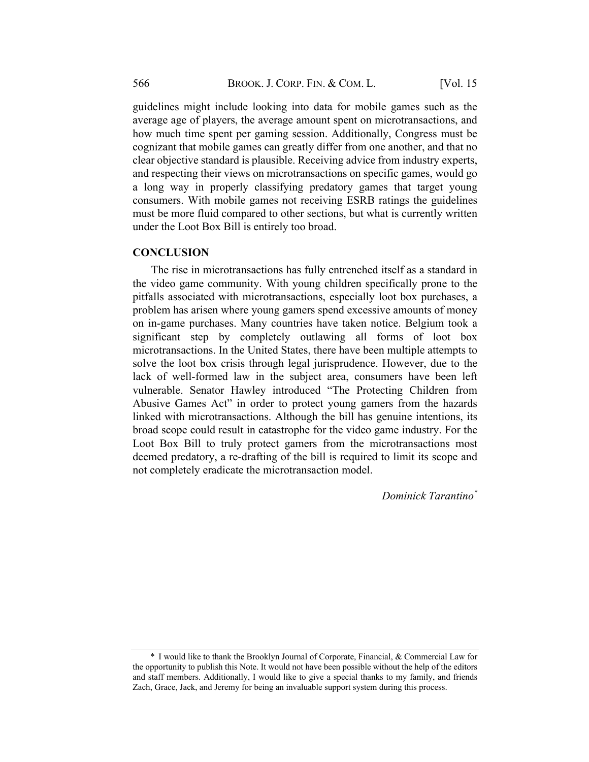guidelines might include looking into data for mobile games such as the average age of players, the average amount spent on microtransactions, and how much time spent per gaming session. Additionally, Congress must be cognizant that mobile games can greatly differ from one another, and that no clear objective standard is plausible. Receiving advice from industry experts, and respecting their views on microtransactions on specific games, would go a long way in properly classifying predatory games that target young consumers. With mobile games not receiving ESRB ratings the guidelines must be more fluid compared to other sections, but what is currently written under the Loot Box Bill is entirely too broad.

## CONCLUSION

The rise in microtransactions has fully entrenched itself as a standard in the video game community. With young children specifically prone to the pitfalls associated with microtransactions, especially loot box purchases, a problem has arisen where young gamers spend excessive amounts of money on in-game purchases. Many countries have taken notice. Belgium took a significant step by completely outlawing all forms of loot box microtransactions. In the United States, there have been multiple attempts to solve the loot box crisis through legal jurisprudence. However, due to the lack of well-formed law in the subject area, consumers have been left vulnerable. Senator Hawley introduced "The Protecting Children from Abusive Games Act" in order to protect young gamers from the hazards linked with microtransactions. Although the bill has genuine intentions, its broad scope could result in catastrophe for the video game industry. For the Loot Box Bill to truly protect gamers from the microtransactions most deemed predatory, a re-drafting of the bill is required to limit its scope and not completely eradicate the microtransaction model.

*Dominick Tarantino*[*]

[*] I would like to thank the Brooklyn Journal of Corporate, Financial, & Commercial Law for the opportunity to publish this Note. It would not have been possible without the help of the editors and staff members. Additionally, I would like to give a special thanks to my family, and friends Zach, Grace, Jack, and Jeremy for being an invaluable support system during this process.